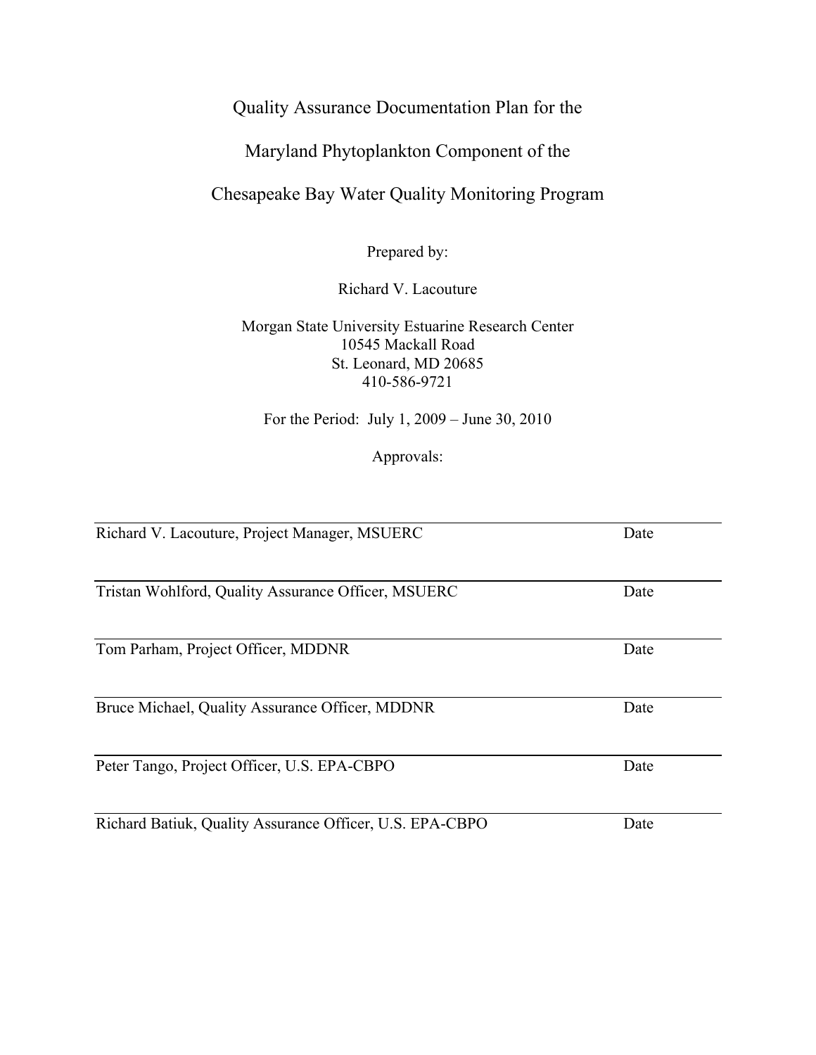# Quality Assurance Documentation Plan for the

# Maryland Phytoplankton Component of the

# Chesapeake Bay Water Quality Monitoring Program

Prepared by:

Richard V. Lacouture

Morgan State University Estuarine Research Center
10545 Mackall Road
St. Leonard, MD 20685
410-586-9721

For the Period: July 1, 2009 – June 30, 2010

Approvals:

| | |
|---|---|
| Richard V. Lacouture, Project Manager, MSUERC | Date |
| Tristan Wohlford, Quality Assurance Officer, MSUERC | Date |
| Tom Parham, Project Officer, MDDNR | Date |
| Bruce Michael, Quality Assurance Officer, MDDNR | Date |
| Peter Tango, Project Officer, U.S. EPA-CBPO | Date |
| Richard Batiuk, Quality Assurance Officer, U.S. EPA-CBPO | Date |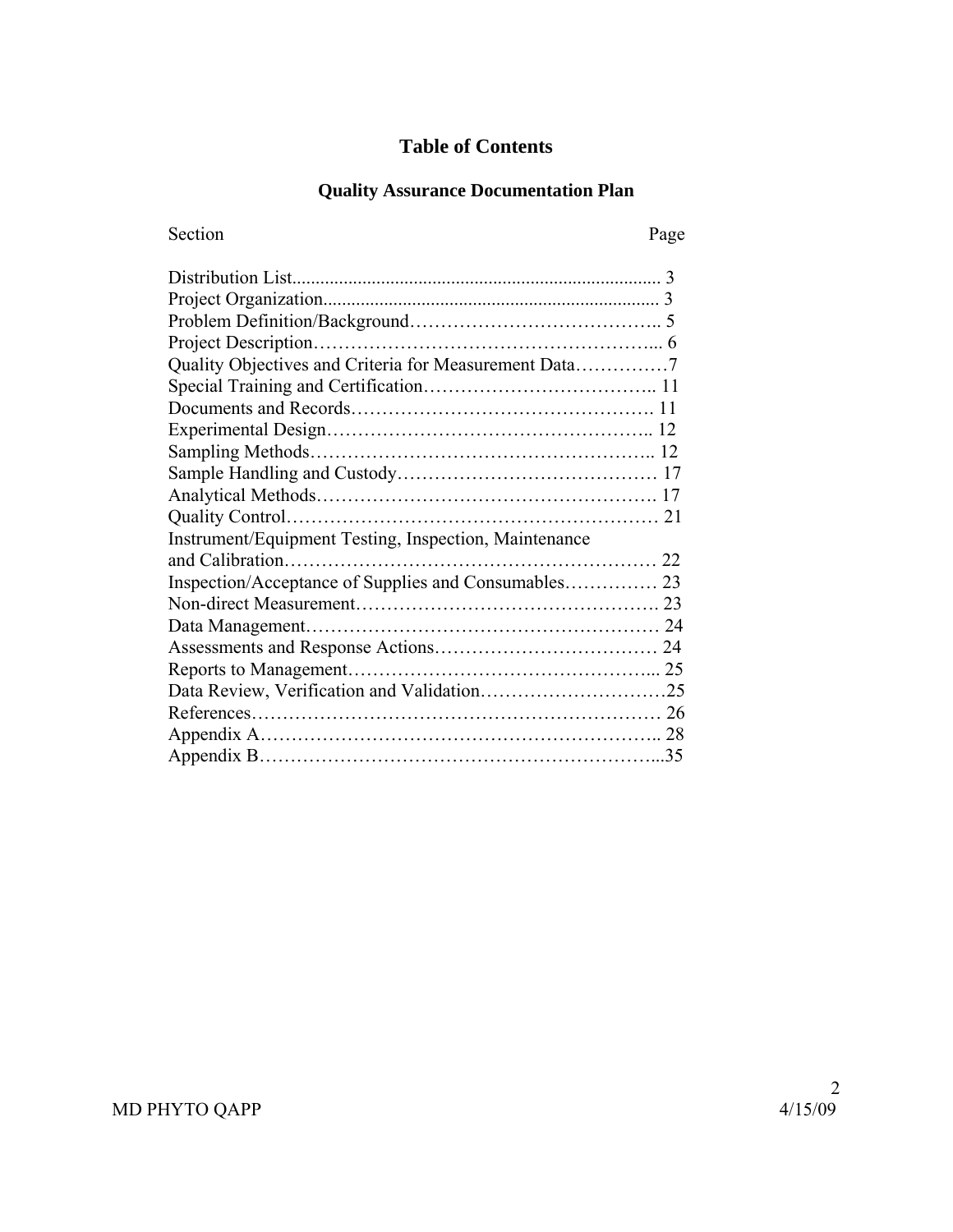# Table of Contents

## Quality Assurance Documentation Plan

| Section | Page |
| --- | --- |
| Distribution List | 3 |
| Project Organization | 3 |
| Problem Definition/Background | 5 |
| Project Description | 6 |
| Quality Objectives and Criteria for Measurement Data | 7 |
| Special Training and Certification | 11 |
| Documents and Records | 11 |
| Experimental Design | 12 |
| Sampling Methods | 12 |
| Sample Handling and Custody | 17 |
| Analytical Methods | 17 |
| Quality Control | 21 |
| Instrument/Equipment Testing, Inspection, Maintenance and Calibration | 22 |
| Inspection/Acceptance of Supplies and Consumables | 23 |
| Non-direct Measurement | 23 |
| Data Management | 24 |
| Assessments and Response Actions | 24 |
| Reports to Management | 25 |
| Data Review, Verification and Validation | 25 |
| References | 26 |
| Appendix A | 28 |
| Appendix B | 35 |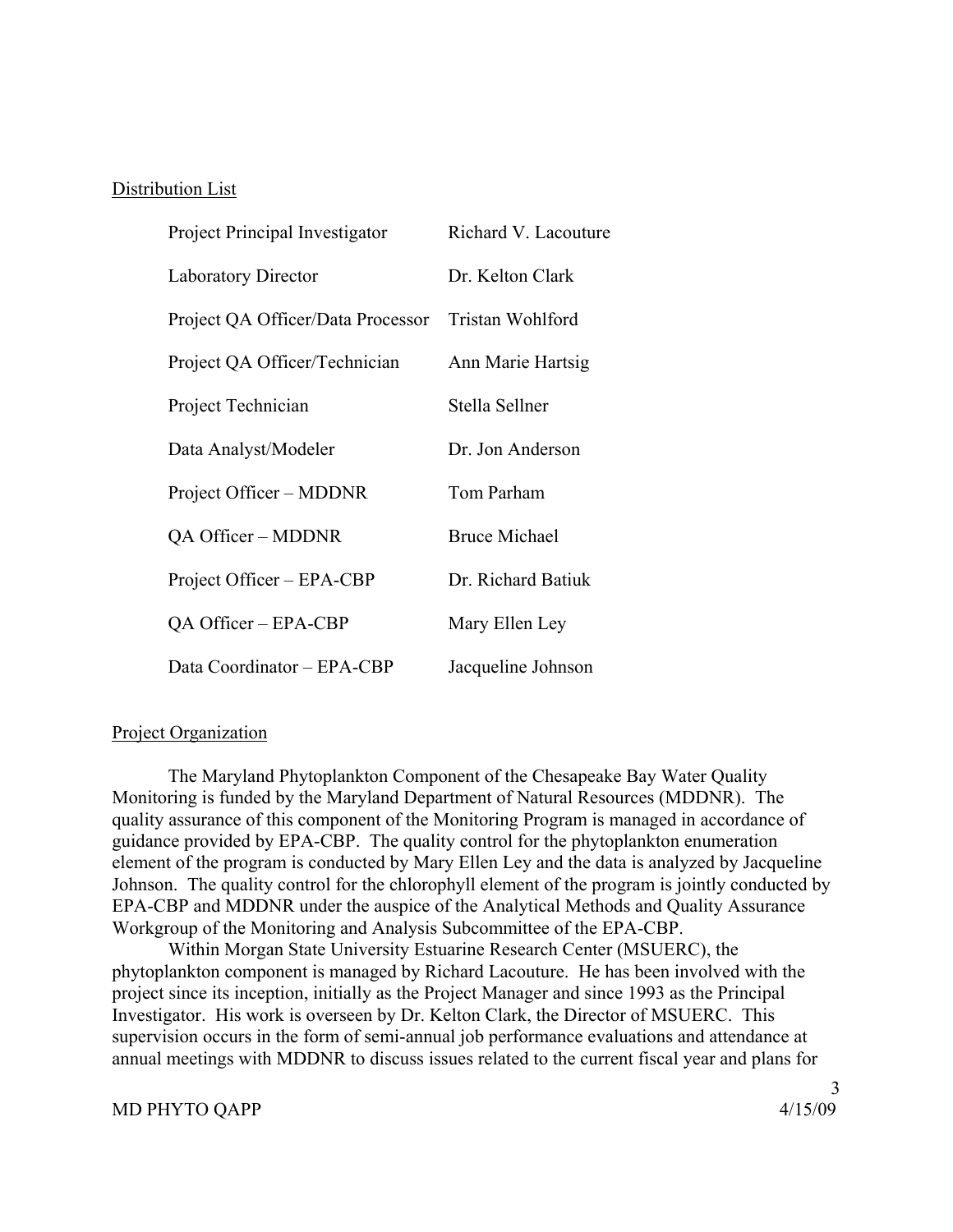Distribution List

| | |
|---|---|
| Project Principal Investigator | Richard V. Lacouture |
| Laboratory Director | Dr. Kelton Clark |
| Project QA Officer/Data Processor | Tristan Wohlford |
| Project QA Officer/Technician | Ann Marie Hartsig |
| Project Technician | Stella Sellner |
| Data Analyst/Modeler | Dr. Jon Anderson |
| Project Officer – MDDNR | Tom Parham |
| QA Officer – MDDNR | Bruce Michael |
| Project Officer – EPA-CBP | Dr. Richard Batiuk |
| QA Officer – EPA-CBP | Mary Ellen Ley |
| Data Coordinator – EPA-CBP | Jacqueline Johnson |

Project Organization

The Maryland Phytoplankton Component of the Chesapeake Bay Water Quality Monitoring is funded by the Maryland Department of Natural Resources (MDDNR). The quality assurance of this component of the Monitoring Program is managed in accordance of guidance provided by EPA-CBP. The quality control for the phytoplankton enumeration element of the program is conducted by Mary Ellen Ley and the data is analyzed by Jacqueline Johnson. The quality control for the chlorophyll element of the program is jointly conducted by EPA-CBP and MDDNR under the auspice of the Analytical Methods and Quality Assurance Workgroup of the Monitoring and Analysis Subcommittee of the EPA-CBP.

Within Morgan State University Estuarine Research Center (MSUERC), the phytoplankton component is managed by Richard Lacouture. He has been involved with the project since its inception, initially as the Project Manager and since 1993 as the Principal Investigator. His work is overseen by Dr. Kelton Clark, the Director of MSUERC. This supervision occurs in the form of semi-annual job performance evaluations and attendance at annual meetings with MDDNR to discuss issues related to the current fiscal year and plans for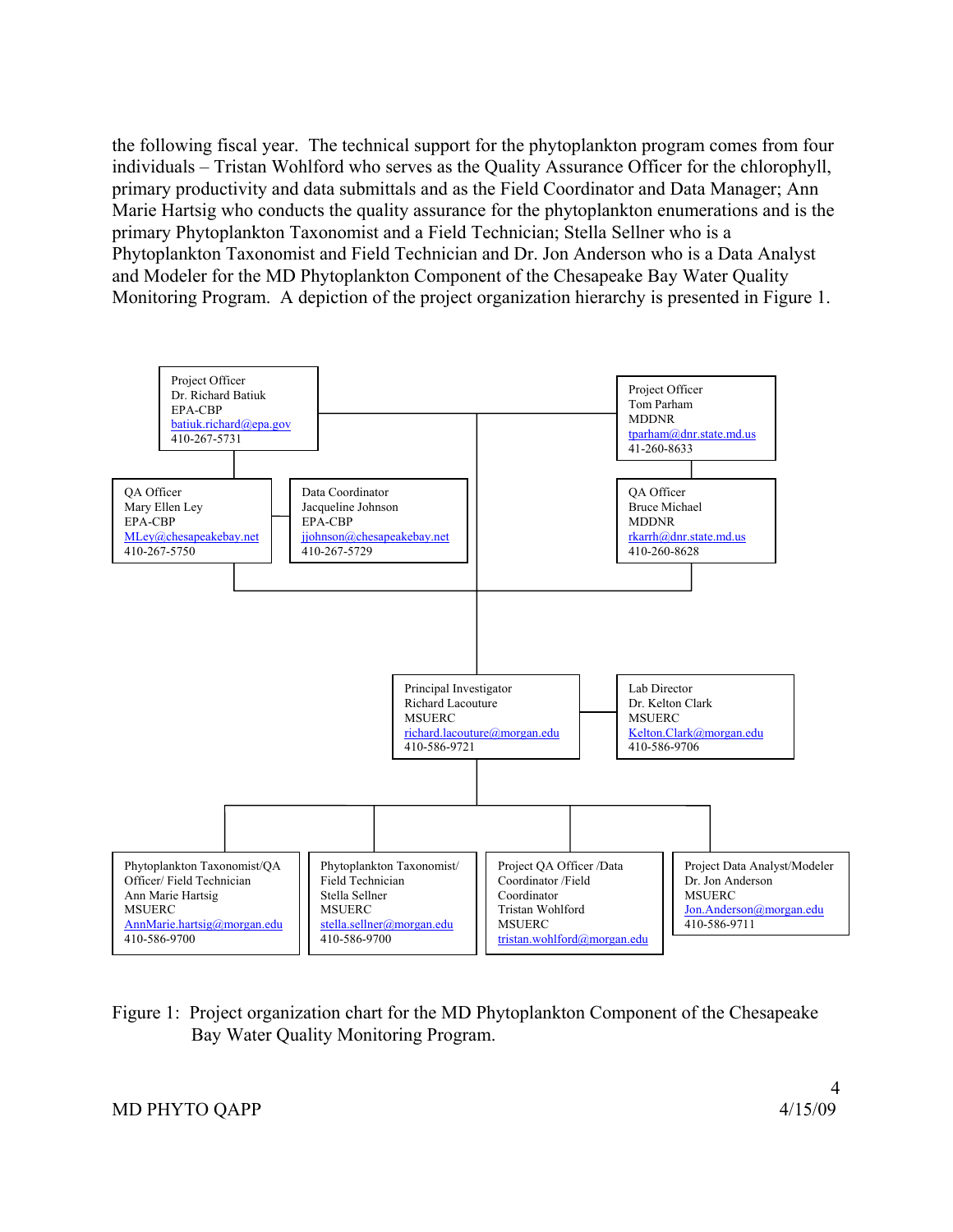the following fiscal year. The technical support for the phytoplankton program comes from four individuals – Tristan Wohlford who serves as the Quality Assurance Officer for the chlorophyll, primary productivity and data submittals and as the Field Coordinator and Data Manager; Ann Marie Hartsig who conducts the quality assurance for the phytoplankton enumerations and is the primary Phytoplankton Taxonomist and a Field Technician; Stella Sellner who is a Phytoplankton Taxonomist and Field Technician and Dr. Jon Anderson who is a Data Analyst and Modeler for the MD Phytoplankton Component of the Chesapeake Bay Water Quality Monitoring Program. A depiction of the project organization hierarchy is presented in Figure 1.

Project Officer
Dr. Richard Batiuk
EPA-CBP
batiuk.richard@epa.gov
410-267-5731

Project Officer
Tom Parham
MDDNR
tparham@dnr.state.md.us
41-260-8633

QA Officer
Mary Ellen Ley
EPA-CBP
MLey@chesapeakebay.net
410-267-5750

Data Coordinator
Jacqueline Johnson
EPA-CBP
jjohnson@chesapeakebay.net
410-267-5729

QA Officer
Bruce Michael
MDDNR
rkarrh@dnr.state.md.us
410-260-8628

Principal Investigator
Richard Lacouture
MSUERC
richard.lacouture@morgan.edu
410-586-9721

Lab Director
Dr. Kelton Clark
MSUERC
Kelton.Clark@morgan.edu
410-586-9706

Phytoplankton Taxonomist/QA Officer/ Field Technician
Ann Marie Hartsig
MSUERC
AnnMarie.hartsig@morgan.edu
410-586-9700

Phytoplankton Taxonomist/ Field Technician
Stella Sellner
MSUERC
stella.sellner@morgan.edu
410-586-9700

Project QA Officer /Data Coordinator /Field Coordinator
Tristan Wohlford
MSUERC
tristan.wohlford@morgan.edu

Project Data Analyst/Modeler
Dr. Jon Anderson
MSUERC
Jon.Anderson@morgan.edu
410-586-9711

Figure 1: Project organization chart for the MD Phytoplankton Component of the Chesapeake Bay Water Quality Monitoring Program.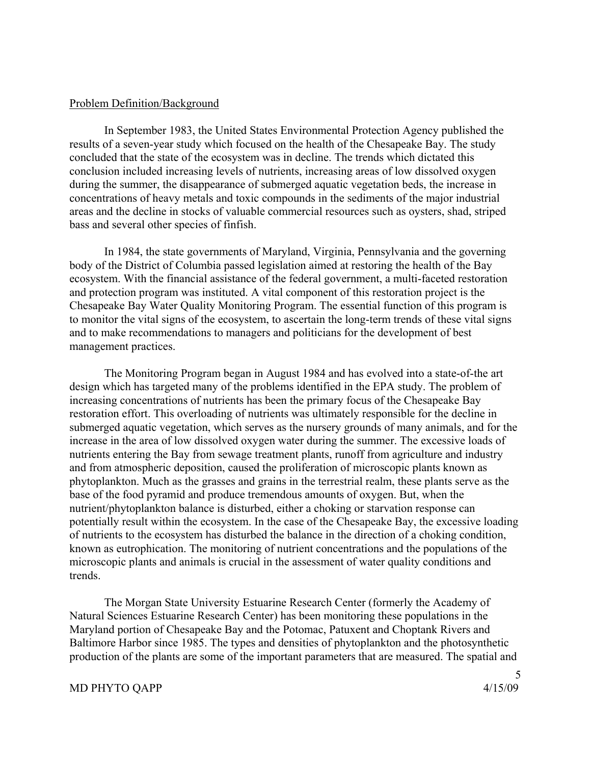## Problem Definition/Background

In September 1983, the United States Environmental Protection Agency published the results of a seven-year study which focused on the health of the Chesapeake Bay. The study concluded that the state of the ecosystem was in decline. The trends which dictated this conclusion included increasing levels of nutrients, increasing areas of low dissolved oxygen during the summer, the disappearance of submerged aquatic vegetation beds, the increase in concentrations of heavy metals and toxic compounds in the sediments of the major industrial areas and the decline in stocks of valuable commercial resources such as oysters, shad, striped bass and several other species of finfish.

In 1984, the state governments of Maryland, Virginia, Pennsylvania and the governing body of the District of Columbia passed legislation aimed at restoring the health of the Bay ecosystem. With the financial assistance of the federal government, a multi-faceted restoration and protection program was instituted. A vital component of this restoration project is the Chesapeake Bay Water Quality Monitoring Program. The essential function of this program is to monitor the vital signs of the ecosystem, to ascertain the long-term trends of these vital signs and to make recommendations to managers and politicians for the development of best management practices.

The Monitoring Program began in August 1984 and has evolved into a state-of-the art design which has targeted many of the problems identified in the EPA study. The problem of increasing concentrations of nutrients has been the primary focus of the Chesapeake Bay restoration effort. This overloading of nutrients was ultimately responsible for the decline in submerged aquatic vegetation, which serves as the nursery grounds of many animals, and for the increase in the area of low dissolved oxygen water during the summer. The excessive loads of nutrients entering the Bay from sewage treatment plants, runoff from agriculture and industry and from atmospheric deposition, caused the proliferation of microscopic plants known as phytoplankton. Much as the grasses and grains in the terrestrial realm, these plants serve as the base of the food pyramid and produce tremendous amounts of oxygen. But, when the nutrient/phytoplankton balance is disturbed, either a choking or starvation response can potentially result within the ecosystem. In the case of the Chesapeake Bay, the excessive loading of nutrients to the ecosystem has disturbed the balance in the direction of a choking condition, known as eutrophication. The monitoring of nutrient concentrations and the populations of the microscopic plants and animals is crucial in the assessment of water quality conditions and trends.

The Morgan State University Estuarine Research Center (formerly the Academy of Natural Sciences Estuarine Research Center) has been monitoring these populations in the Maryland portion of Chesapeake Bay and the Potomac, Patuxent and Choptank Rivers and Baltimore Harbor since 1985. The types and densities of phytoplankton and the photosynthetic production of the plants are some of the important parameters that are measured. The spatial and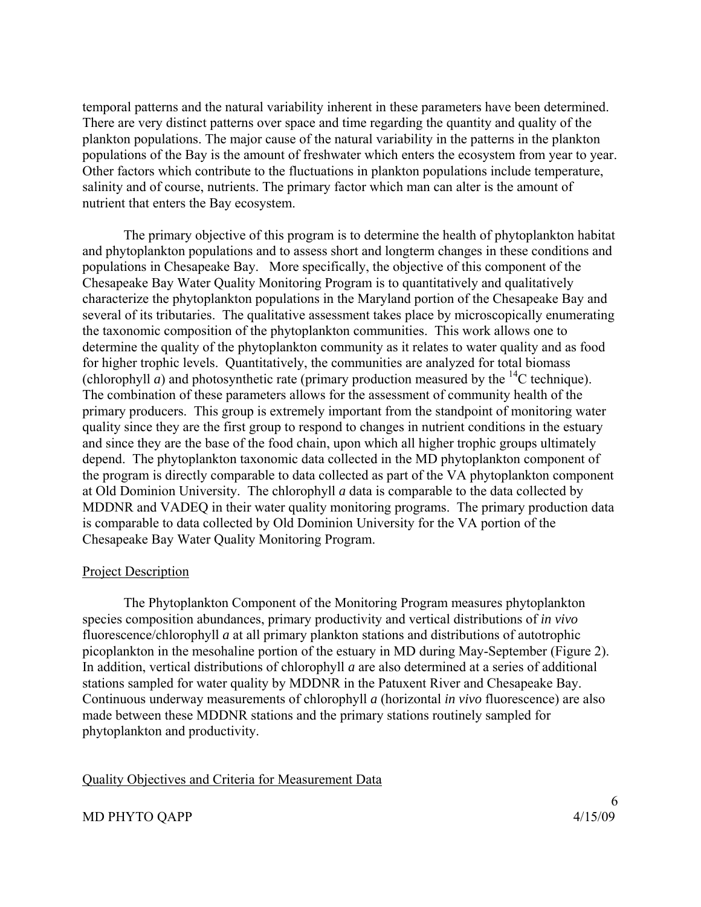temporal patterns and the natural variability inherent in these parameters have been determined. There are very distinct patterns over space and time regarding the quantity and quality of the plankton populations. The major cause of the natural variability in the patterns in the plankton populations of the Bay is the amount of freshwater which enters the ecosystem from year to year. Other factors which contribute to the fluctuations in plankton populations include temperature, salinity and of course, nutrients. The primary factor which man can alter is the amount of nutrient that enters the Bay ecosystem.

The primary objective of this program is to determine the health of phytoplankton habitat and phytoplankton populations and to assess short and longterm changes in these conditions and populations in Chesapeake Bay. More specifically, the objective of this component of the Chesapeake Bay Water Quality Monitoring Program is to quantitatively and qualitatively characterize the phytoplankton populations in the Maryland portion of the Chesapeake Bay and several of its tributaries. The qualitative assessment takes place by microscopically enumerating the taxonomic composition of the phytoplankton communities. This work allows one to determine the quality of the phytoplankton community as it relates to water quality and as food for higher trophic levels. Quantitatively, the communities are analyzed for total biomass (chlorophyll *a*) and photosynthetic rate (primary production measured by the $^{14}C$ technique). The combination of these parameters allows for the assessment of community health of the primary producers. This group is extremely important from the standpoint of monitoring water quality since they are the first group to respond to changes in nutrient conditions in the estuary and since they are the base of the food chain, upon which all higher trophic groups ultimately depend. The phytoplankton taxonomic data collected in the MD phytoplankton component of the program is directly comparable to data collected as part of the VA phytoplankton component at Old Dominion University. The chlorophyll *a* data is comparable to the data collected by MDDNR and VADEQ in their water quality monitoring programs. The primary production data is comparable to data collected by Old Dominion University for the VA portion of the Chesapeake Bay Water Quality Monitoring Program.

## Project Description

The Phytoplankton Component of the Monitoring Program measures phytoplankton species composition abundances, primary productivity and vertical distributions of *in vivo* fluorescence/chlorophyll *a* at all primary plankton stations and distributions of autotrophic picoplankton in the mesohaline portion of the estuary in MD during May-September (Figure 2). In addition, vertical distributions of chlorophyll *a* are also determined at a series of additional stations sampled for water quality by MDDNR in the Patuxent River and Chesapeake Bay. Continuous underway measurements of chlorophyll *a* (horizontal *in vivo* fluorescence) are also made between these MDDNR stations and the primary stations routinely sampled for phytoplankton and productivity.

## Quality Objectives and Criteria for Measurement Data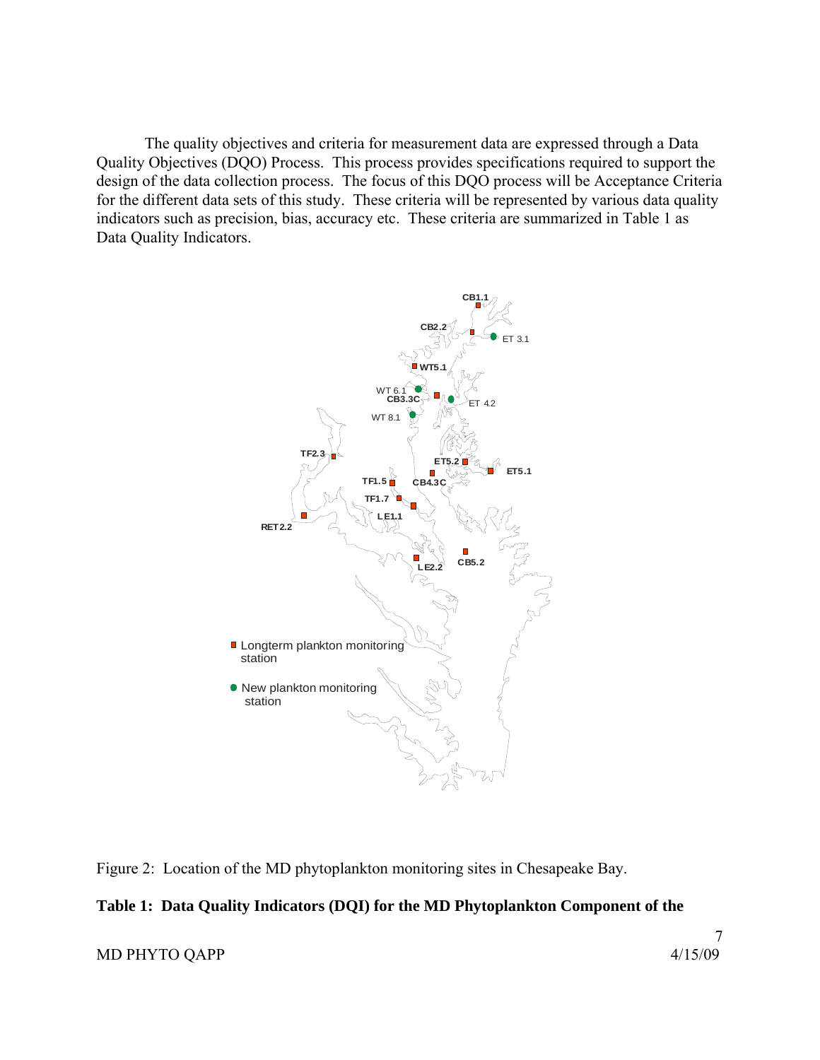The quality objectives and criteria for measurement data are expressed through a Data Quality Objectives (DQO) Process. This process provides specifications required to support the design of the data collection process. The focus of this DQO process will be Acceptance Criteria for the different data sets of this study. These criteria will be represented by various data quality indicators such as precision, bias, accuracy etc. These criteria are summarized in Table 1 as Data Quality Indicators.

Figure 2: Location of the MD phytoplankton monitoring sites in Chesapeake Bay.

**Table 1: Data Quality Indicators (DQI) for the MD Phytoplankton Component of the**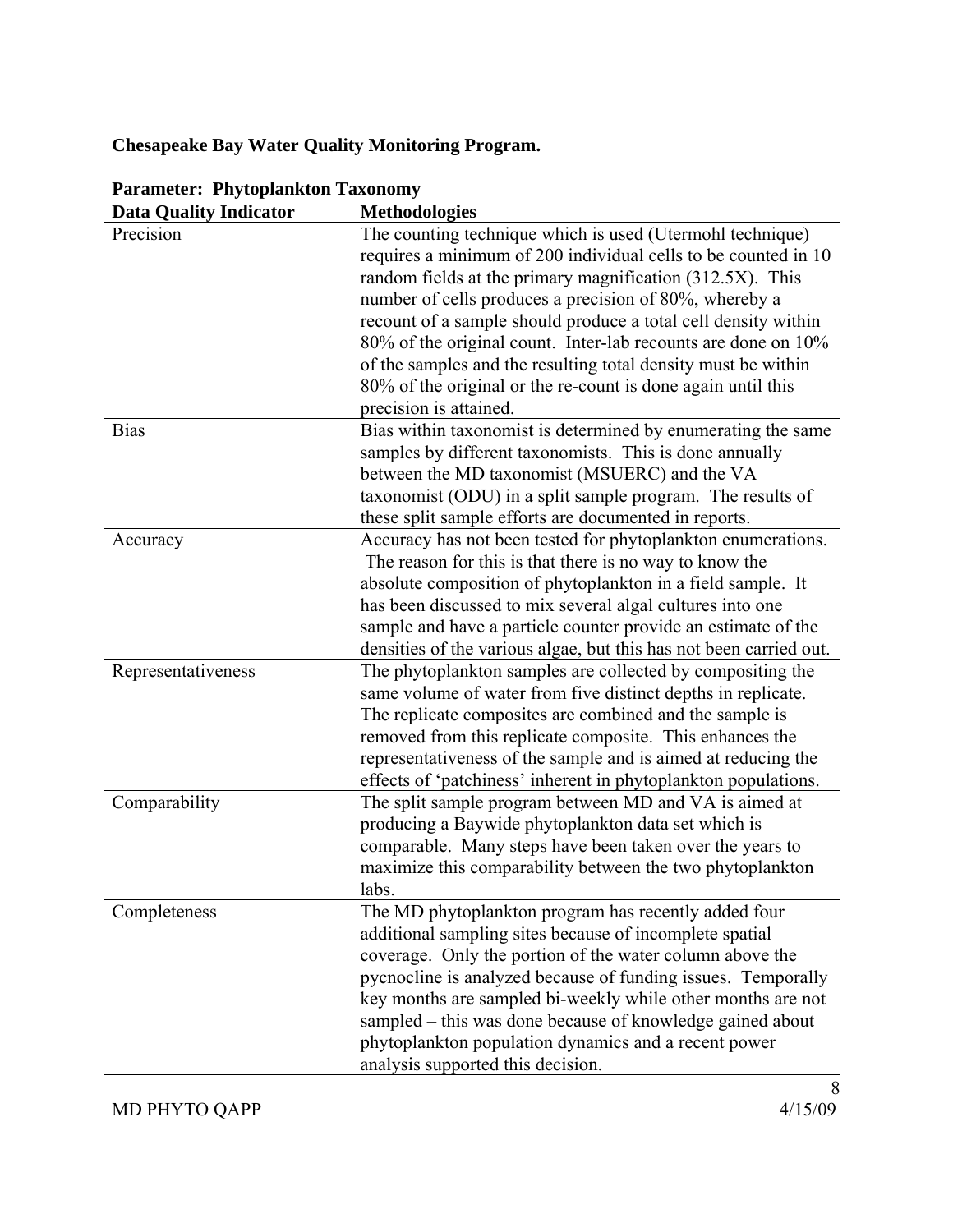**Chesapeake Bay Water Quality Monitoring Program.**

**Parameter: Phytoplankton Taxonomy**

| Data Quality Indicator | Methodologies |
|---|---|
| Precision | The counting technique which is used (Utermohl technique) requires a minimum of 200 individual cells to be counted in 10 random fields at the primary magnification (312.5X). This number of cells produces a precision of 80%, whereby a recount of a sample should produce a total cell density within 80% of the original count. Inter-lab recounts are done on 10% of the samples and the resulting total density must be within 80% of the original or the re-count is done again until this precision is attained. |
| Bias | Bias within taxonomist is determined by enumerating the same samples by different taxonomists. This is done annually between the MD taxonomist (MSUERC) and the VA taxonomist (ODU) in a split sample program. The results of these split sample efforts are documented in reports. |
| Accuracy | Accuracy has not been tested for phytoplankton enumerations. The reason for this is that there is no way to know the absolute composition of phytoplankton in a field sample. It has been discussed to mix several algal cultures into one sample and have a particle counter provide an estimate of the densities of the various algae, but this has not been carried out. |
| Representativeness | The phytoplankton samples are collected by compositing the same volume of water from five distinct depths in replicate. The replicate composites are combined and the sample is removed from this replicate composite. This enhances the representativeness of the sample and is aimed at reducing the effects of 'patchiness' inherent in phytoplankton populations. |
| Comparability | The split sample program between MD and VA is aimed at producing a Baywide phytoplankton data set which is comparable. Many steps have been taken over the years to maximize this comparability between the two phytoplankton labs. |
| Completeness | The MD phytoplankton program has recently added four additional sampling sites because of incomplete spatial coverage. Only the portion of the water column above the pycnocline is analyzed because of funding issues. Temporally key months are sampled bi-weekly while other months are not sampled – this was done because of knowledge gained about phytoplankton population dynamics and a recent power analysis supported this decision. |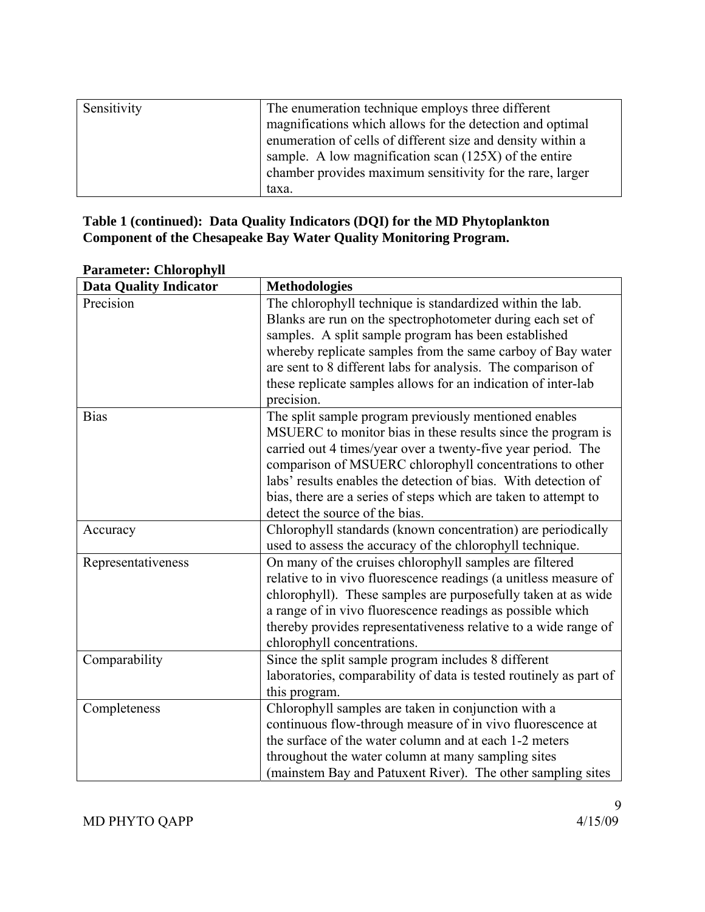| Sensitivity | The enumeration technique employs three different magnifications which allows for the detection and optimal enumeration of cells of different size and density within a sample. A low magnification scan (125X) of the entire chamber provides maximum sensitivity for the rare, larger taxa. |
|---|---|

**Table 1 (continued): Data Quality Indicators (DQI) for the MD Phytoplankton Component of the Chesapeake Bay Water Quality Monitoring Program.**

**Parameter: Chlorophyll**

| Data Quality Indicator | Methodologies |
|---|---|
| Precision | The chlorophyll technique is standardized within the lab. Blanks are run on the spectrophotometer during each set of samples. A split sample program has been established whereby replicate samples from the same carboy of Bay water are sent to 8 different labs for analysis. The comparison of these replicate samples allows for an indication of inter-lab precision. |
| Bias | The split sample program previously mentioned enables MSUERC to monitor bias in these results since the program is carried out 4 times/year over a twenty-five year period. The comparison of MSUERC chlorophyll concentrations to other labs' results enables the detection of bias. With detection of bias, there are a series of steps which are taken to attempt to detect the source of the bias. |
| Accuracy | Chlorophyll standards (known concentration) are periodically used to assess the accuracy of the chlorophyll technique. |
| Representativeness | On many of the cruises chlorophyll samples are filtered relative to in vivo fluorescence readings (a unitless measure of chlorophyll). These samples are purposefully taken at as wide a range of in vivo fluorescence readings as possible which thereby provides representativeness relative to a wide range of chlorophyll concentrations. |
| Comparability | Since the split sample program includes 8 different laboratories, comparability of data is tested routinely as part of this program. |
| Completeness | Chlorophyll samples are taken in conjunction with a continuous flow-through measure of in vivo fluorescence at the surface of the water column and at each 1-2 meters throughout the water column at many sampling sites (mainstem Bay and Patuxent River). The other sampling sites |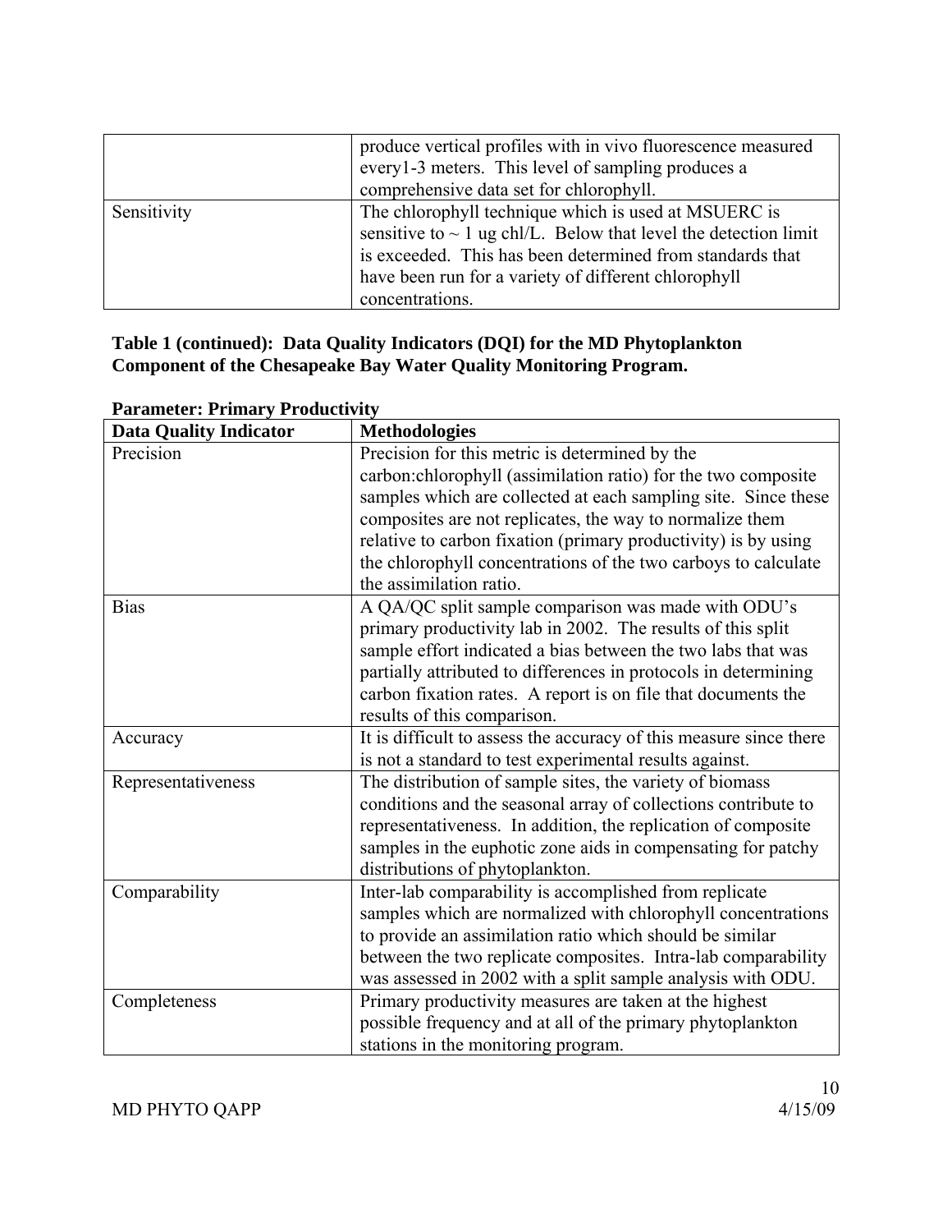|  | produce vertical profiles with in vivo fluorescence measured every1-3 meters. This level of sampling produces a comprehensive data set for chlorophyll. |
| --- | --- |
| Sensitivity | The chlorophyll technique which is used at MSUERC is sensitive to ~ 1 ug chl/L. Below that level the detection limit is exceeded. This has been determined from standards that have been run for a variety of different chlorophyll concentrations. |

**Table 1 (continued): Data Quality Indicators (DQI) for the MD Phytoplankton Component of the Chesapeake Bay Water Quality Monitoring Program.**

**Parameter: Primary Productivity**

| Data Quality Indicator | Methodologies |
| --- | --- |
| Precision | Precision for this metric is determined by the carbon:chlorophyll (assimilation ratio) for the two composite samples which are collected at each sampling site. Since these composites are not replicates, the way to normalize them relative to carbon fixation (primary productivity) is by using the chlorophyll concentrations of the two carboys to calculate the assimilation ratio. |
| Bias | A QA/QC split sample comparison was made with ODU's primary productivity lab in 2002. The results of this split sample effort indicated a bias between the two labs that was partially attributed to differences in protocols in determining carbon fixation rates. A report is on file that documents the results of this comparison. |
| Accuracy | It is difficult to assess the accuracy of this measure since there is not a standard to test experimental results against. |
| Representativeness | The distribution of sample sites, the variety of biomass conditions and the seasonal array of collections contribute to representativeness. In addition, the replication of composite samples in the euphotic zone aids in compensating for patchy distributions of phytoplankton. |
| Comparability | Inter-lab comparability is accomplished from replicate samples which are normalized with chlorophyll concentrations to provide an assimilation ratio which should be similar between the two replicate composites. Intra-lab comparability was assessed in 2002 with a split sample analysis with ODU. |
| Completeness | Primary productivity measures are taken at the highest possible frequency and at all of the primary phytoplankton stations in the monitoring program. |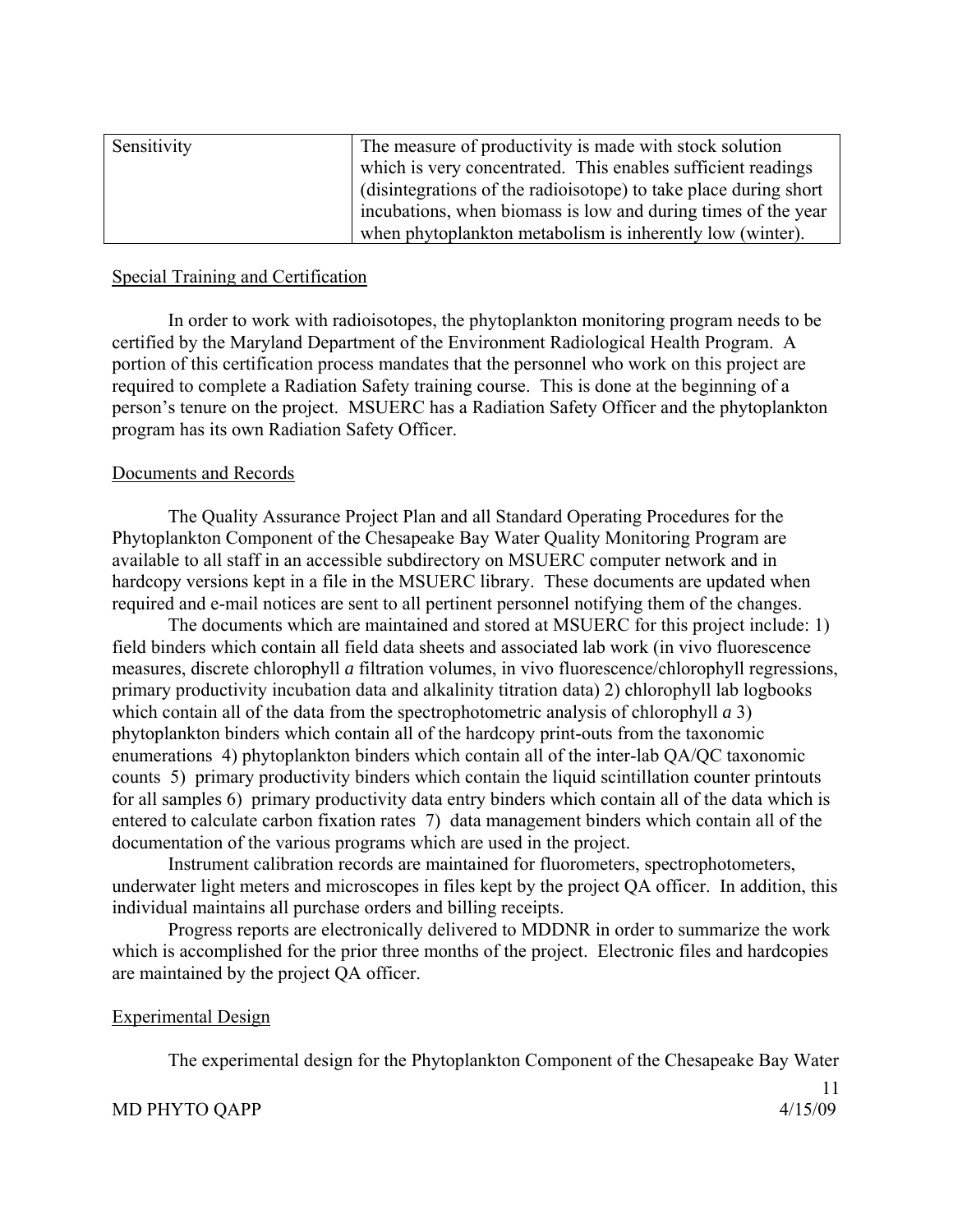| Sensitivity | The measure of productivity is made with stock solution which is very concentrated. This enables sufficient readings (disintegrations of the radioisotope) to take place during short incubations, when biomass is low and during times of the year when phytoplankton metabolism is inherently low (winter). |
|---|---|

## Special Training and Certification

In order to work with radioisotopes, the phytoplankton monitoring program needs to be certified by the Maryland Department of the Environment Radiological Health Program. A portion of this certification process mandates that the personnel who work on this project are required to complete a Radiation Safety training course. This is done at the beginning of a person's tenure on the project. MSUERC has a Radiation Safety Officer and the phytoplankton program has its own Radiation Safety Officer.

## Documents and Records

The Quality Assurance Project Plan and all Standard Operating Procedures for the Phytoplankton Component of the Chesapeake Bay Water Quality Monitoring Program are available to all staff in an accessible subdirectory on MSUERC computer network and in hardcopy versions kept in a file in the MSUERC library. These documents are updated when required and e-mail notices are sent to all pertinent personnel notifying them of the changes.

The documents which are maintained and stored at MSUERC for this project include: 1) field binders which contain all field data sheets and associated lab work (in vivo fluorescence measures, discrete chlorophyll *a* filtration volumes, in vivo fluorescence/chlorophyll regressions, primary productivity incubation data and alkalinity titration data) 2) chlorophyll lab logbooks which contain all of the data from the spectrophotometric analysis of chlorophyll *a* 3) phytoplankton binders which contain all of the hardcopy print-outs from the taxonomic enumerations 4) phytoplankton binders which contain all of the inter-lab QA/QC taxonomic counts 5) primary productivity binders which contain the liquid scintillation counter printouts for all samples 6) primary productivity data entry binders which contain all of the data which is entered to calculate carbon fixation rates 7) data management binders which contain all of the documentation of the various programs which are used in the project.

Instrument calibration records are maintained for fluorometers, spectrophotometers, underwater light meters and microscopes in files kept by the project QA officer. In addition, this individual maintains all purchase orders and billing receipts.

Progress reports are electronically delivered to MDDNR in order to summarize the work which is accomplished for the prior three months of the project. Electronic files and hardcopies are maintained by the project QA officer.

## Experimental Design

The experimental design for the Phytoplankton Component of the Chesapeake Bay Water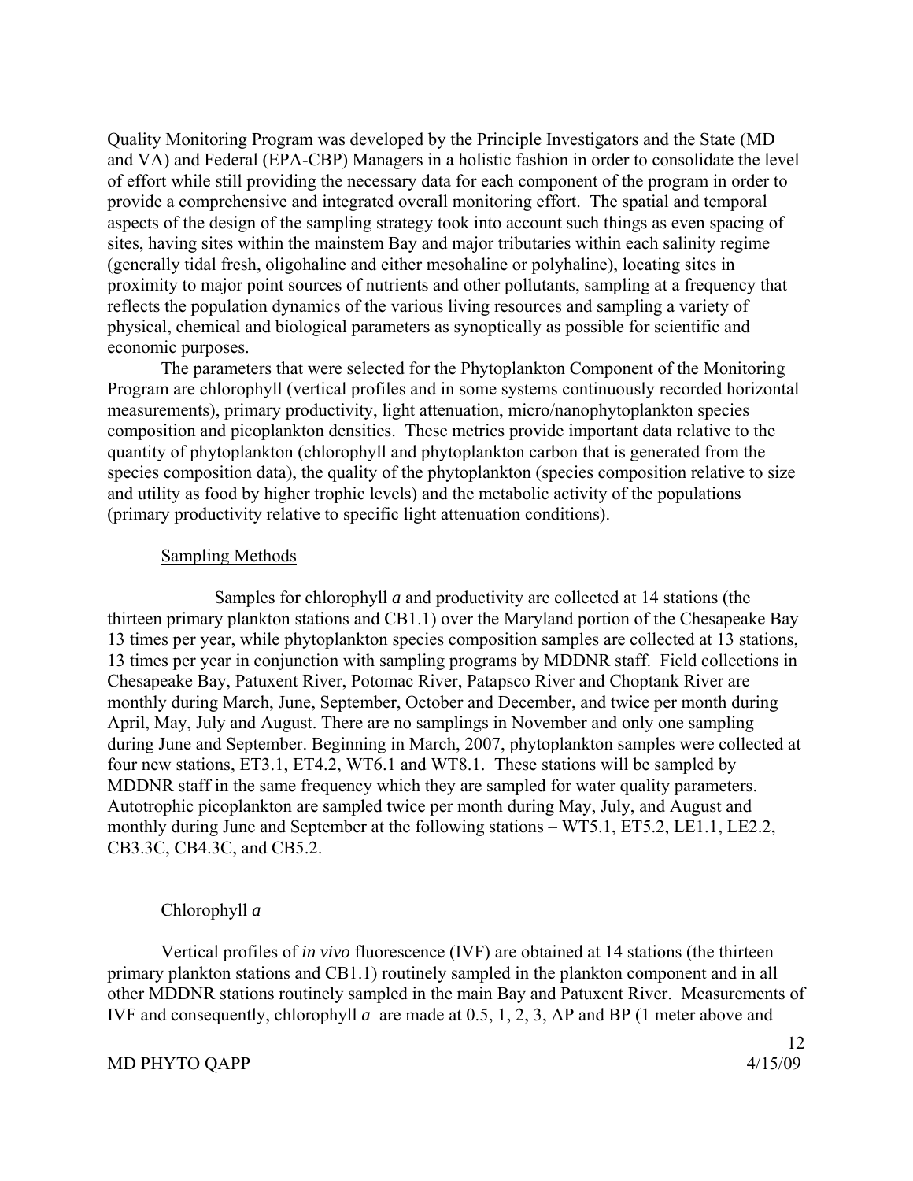Quality Monitoring Program was developed by the Principle Investigators and the State (MD and VA) and Federal (EPA-CBP) Managers in a holistic fashion in order to consolidate the level of effort while still providing the necessary data for each component of the program in order to provide a comprehensive and integrated overall monitoring effort. The spatial and temporal aspects of the design of the sampling strategy took into account such things as even spacing of sites, having sites within the mainstem Bay and major tributaries within each salinity regime (generally tidal fresh, oligohaline and either mesohaline or polyhaline), locating sites in proximity to major point sources of nutrients and other pollutants, sampling at a frequency that reflects the population dynamics of the various living resources and sampling a variety of physical, chemical and biological parameters as synoptically as possible for scientific and economic purposes.

The parameters that were selected for the Phytoplankton Component of the Monitoring Program are chlorophyll (vertical profiles and in some systems continuously recorded horizontal measurements), primary productivity, light attenuation, micro/nanophytoplankton species composition and picoplankton densities. These metrics provide important data relative to the quantity of phytoplankton (chlorophyll and phytoplankton carbon that is generated from the species composition data), the quality of the phytoplankton (species composition relative to size and utility as food by higher trophic levels) and the metabolic activity of the populations (primary productivity relative to specific light attenuation conditions).

## Sampling Methods

Samples for chlorophyll *a* and productivity are collected at 14 stations (the thirteen primary plankton stations and CB1.1) over the Maryland portion of the Chesapeake Bay 13 times per year, while phytoplankton species composition samples are collected at 13 stations, 13 times per year in conjunction with sampling programs by MDDNR staff. Field collections in Chesapeake Bay, Patuxent River, Potomac River, Patapsco River and Choptank River are monthly during March, June, September, October and December, and twice per month during April, May, July and August. There are no samplings in November and only one sampling during June and September. Beginning in March, 2007, phytoplankton samples were collected at four new stations, ET3.1, ET4.2, WT6.1 and WT8.1. These stations will be sampled by MDDNR staff in the same frequency which they are sampled for water quality parameters. Autotrophic picoplankton are sampled twice per month during May, July, and August and monthly during June and September at the following stations – WT5.1, ET5.2, LE1.1, LE2.2, CB3.3C, CB4.3C, and CB5.2.

### Chlorophyll *a*

Vertical profiles of *in vivo* fluorescence (IVF) are obtained at 14 stations (the thirteen primary plankton stations and CB1.1) routinely sampled in the plankton component and in all other MDDNR stations routinely sampled in the main Bay and Patuxent River. Measurements of IVF and consequently, chlorophyll *a* are made at 0.5, 1, 2, 3, AP and BP (1 meter above and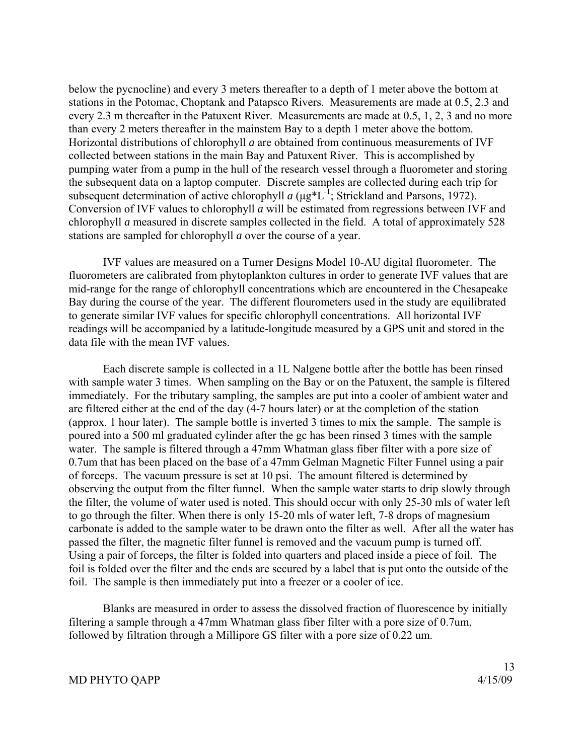below the pycnocline) and every 3 meters thereafter to a depth of 1 meter above the bottom at stations in the Potomac, Choptank and Patapsco Rivers. Measurements are made at 0.5, 2.3 and every 2.3 m thereafter in the Patuxent River. Measurements are made at 0.5, 1, 2, 3 and no more than every 2 meters thereafter in the mainstem Bay to a depth 1 meter above the bottom. Horizontal distributions of chlorophyll *a* are obtained from continuous measurements of IVF collected between stations in the main Bay and Patuxent River. This is accomplished by pumping water from a pump in the hull of the research vessel through a fluorometer and storing the subsequent data on a laptop computer. Discrete samples are collected during each trip for subsequent determination of active chlorophyll *a* ($\mu g*L^{-1}$; Strickland and Parsons, 1972). Conversion of IVF values to chlorophyll *a* will be estimated from regressions between IVF and chlorophyll *a* measured in discrete samples collected in the field. A total of approximately 528 stations are sampled for chlorophyll *a* over the course of a year.

IVF values are measured on a Turner Designs Model 10-AU digital fluorometer. The fluorometers are calibrated from phytoplankton cultures in order to generate IVF values that are mid-range for the range of chlorophyll concentrations which are encountered in the Chesapeake Bay during the course of the year. The different flourometers used in the study are equilibrated to generate similar IVF values for specific chlorophyll concentrations. All horizontal IVF readings will be accompanied by a latitude-longitude measured by a GPS unit and stored in the data file with the mean IVF values.

Each discrete sample is collected in a 1L Nalgene bottle after the bottle has been rinsed with sample water 3 times. When sampling on the Bay or on the Patuxent, the sample is filtered immediately. For the tributary sampling, the samples are put into a cooler of ambient water and are filtered either at the end of the day (4-7 hours later) or at the completion of the station (approx. 1 hour later). The sample bottle is inverted 3 times to mix the sample. The sample is poured into a 500 ml graduated cylinder after the gc has been rinsed 3 times with the sample water. The sample is filtered through a 47mm Whatman glass fiber filter with a pore size of 0.7um that has been placed on the base of a 47mm Gelman Magnetic Filter Funnel using a pair of forceps. The vacuum pressure is set at 10 psi. The amount filtered is determined by observing the output from the filter funnel. When the sample water starts to drip slowly through the filter, the volume of water used is noted. This should occur with only 25-30 mls of water left to go through the filter. When there is only 15-20 mls of water left, 7-8 drops of magnesium carbonate is added to the sample water to be drawn onto the filter as well. After all the water has passed the filter, the magnetic filter funnel is removed and the vacuum pump is turned off. Using a pair of forceps, the filter is folded into quarters and placed inside a piece of foil. The foil is folded over the filter and the ends are secured by a label that is put onto the outside of the foil. The sample is then immediately put into a freezer or a cooler of ice.

Blanks are measured in order to assess the dissolved fraction of fluorescence by initially filtering a sample through a 47mm Whatman glass fiber filter with a pore size of 0.7um, followed by filtration through a Millipore GS filter with a pore size of 0.22 um.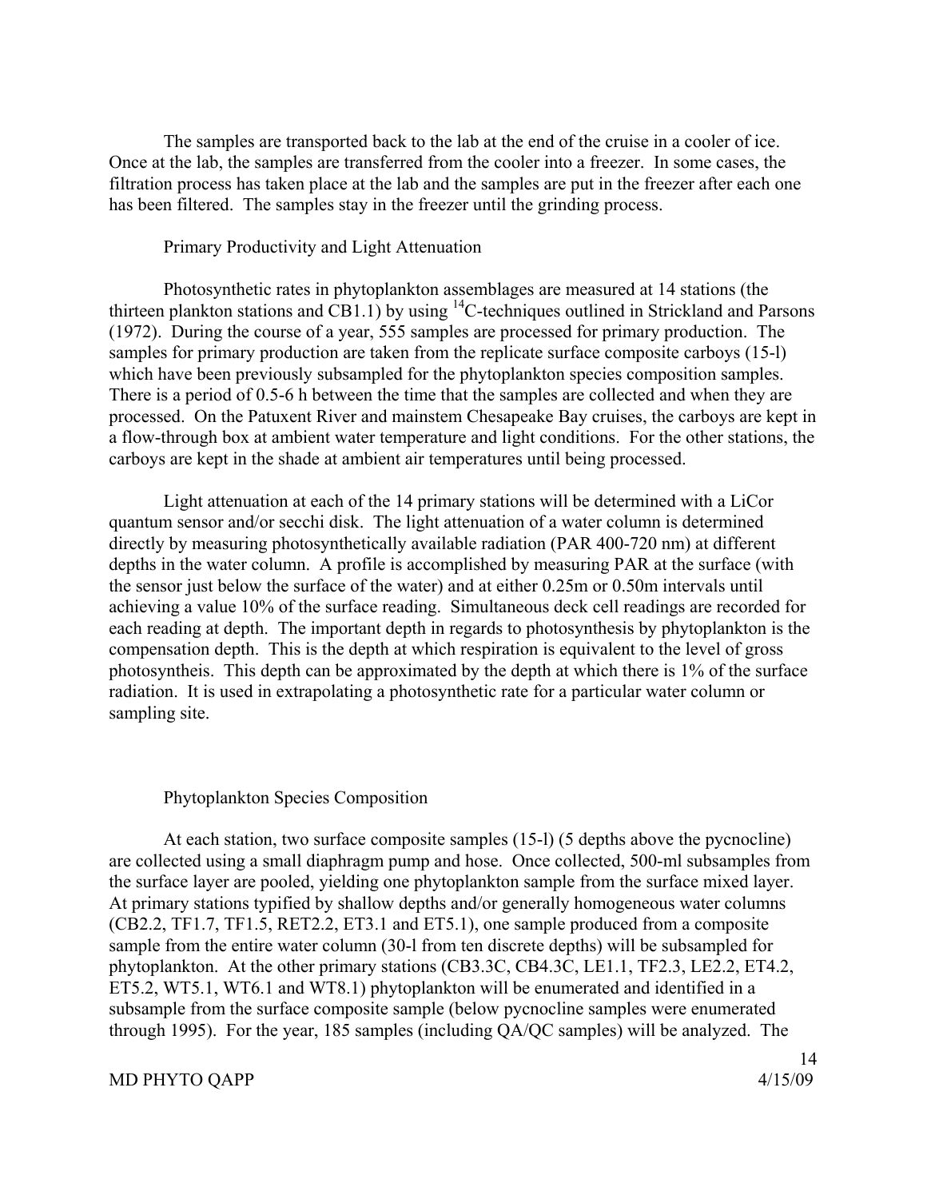The samples are transported back to the lab at the end of the cruise in a cooler of ice. Once at the lab, the samples are transferred from the cooler into a freezer. In some cases, the filtration process has taken place at the lab and the samples are put in the freezer after each one has been filtered. The samples stay in the freezer until the grinding process.

## Primary Productivity and Light Attenuation

Photosynthetic rates in phytoplankton assemblages are measured at 14 stations (the thirteen plankton stations and CB1.1) by using $^{14}C$-techniques outlined in Strickland and Parsons (1972). During the course of a year, 555 samples are processed for primary production. The samples for primary production are taken from the replicate surface composite carboys (15-l) which have been previously subsampled for the phytoplankton species composition samples. There is a period of 0.5-6 h between the time that the samples are collected and when they are processed. On the Patuxent River and mainstem Chesapeake Bay cruises, the carboys are kept in a flow-through box at ambient water temperature and light conditions. For the other stations, the carboys are kept in the shade at ambient air temperatures until being processed.

Light attenuation at each of the 14 primary stations will be determined with a LiCor quantum sensor and/or secchi disk. The light attenuation of a water column is determined directly by measuring photosynthetically available radiation (PAR 400-720 nm) at different depths in the water column. A profile is accomplished by measuring PAR at the surface (with the sensor just below the surface of the water) and at either 0.25m or 0.50m intervals until achieving a value 10% of the surface reading. Simultaneous deck cell readings are recorded for each reading at depth. The important depth in regards to photosynthesis by phytoplankton is the compensation depth. This is the depth at which respiration is equivalent to the level of gross photosyntheis. This depth can be approximated by the depth at which there is 1% of the surface radiation. It is used in extrapolating a photosynthetic rate for a particular water column or sampling site.

## Phytoplankton Species Composition

At each station, two surface composite samples (15-l) (5 depths above the pycnocline) are collected using a small diaphragm pump and hose. Once collected, 500-ml subsamples from the surface layer are pooled, yielding one phytoplankton sample from the surface mixed layer. At primary stations typified by shallow depths and/or generally homogeneous water columns (CB2.2, TF1.7, TF1.5, RET2.2, ET3.1 and ET5.1), one sample produced from a composite sample from the entire water column (30-l from ten discrete depths) will be subsampled for phytoplankton. At the other primary stations (CB3.3C, CB4.3C, LE1.1, TF2.3, LE2.2, ET4.2, ET5.2, WT5.1, WT6.1 and WT8.1) phytoplankton will be enumerated and identified in a subsample from the surface composite sample (below pycnocline samples were enumerated through 1995). For the year, 185 samples (including QA/QC samples) will be analyzed. The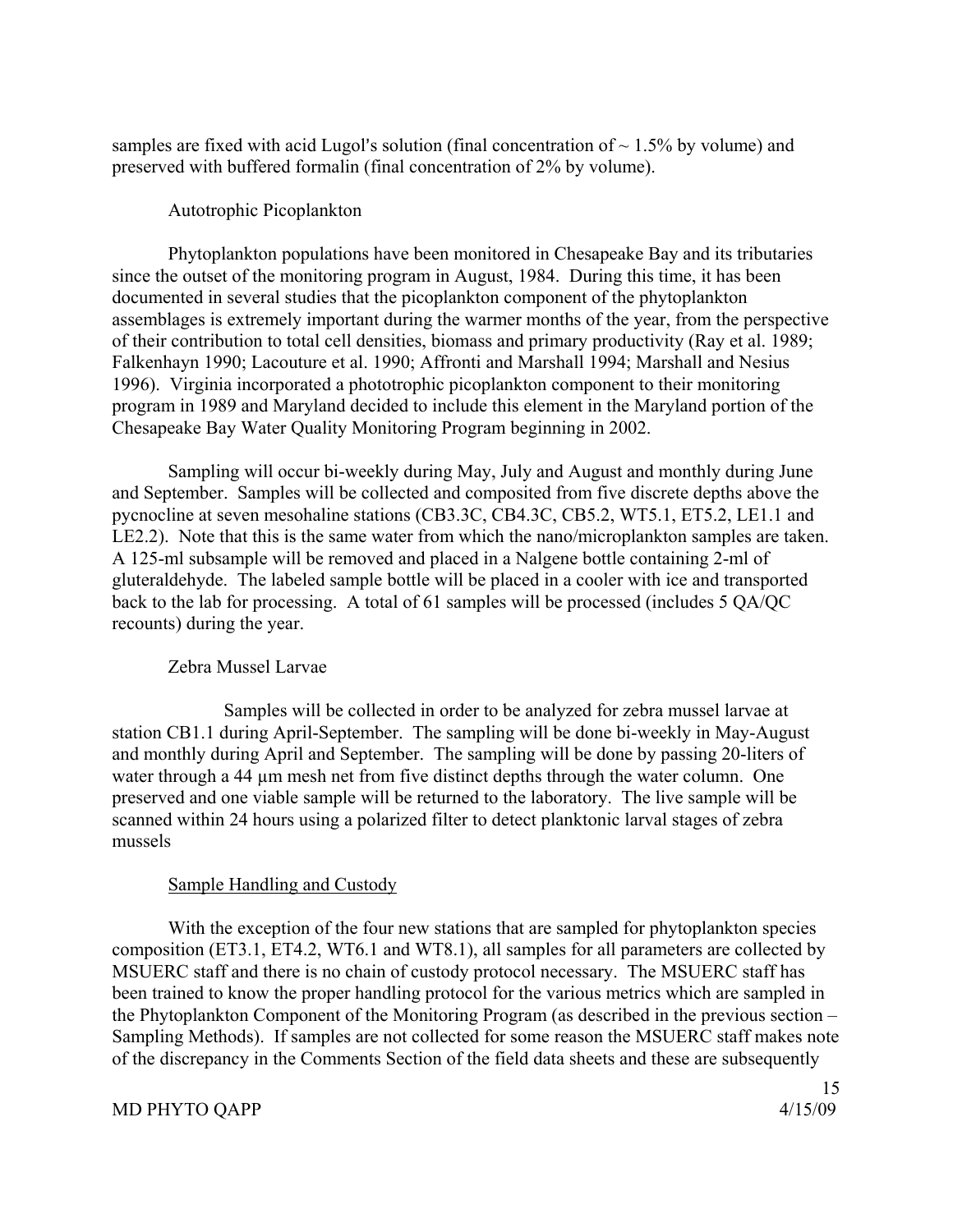samples are fixed with acid Lugol's solution (final concentration of ~ 1.5% by volume) and preserved with buffered formalin (final concentration of 2% by volume).

### Autotrophic Picoplankton

Phytoplankton populations have been monitored in Chesapeake Bay and its tributaries since the outset of the monitoring program in August, 1984. During this time, it has been documented in several studies that the picoplankton component of the phytoplankton assemblages is extremely important during the warmer months of the year, from the perspective of their contribution to total cell densities, biomass and primary productivity (Ray et al. 1989; Falkenhayn 1990; Lacouture et al. 1990; Affronti and Marshall 1994; Marshall and Nesius 1996). Virginia incorporated a phototrophic picoplankton component to their monitoring program in 1989 and Maryland decided to include this element in the Maryland portion of the Chesapeake Bay Water Quality Monitoring Program beginning in 2002.

Sampling will occur bi-weekly during May, July and August and monthly during June and September. Samples will be collected and composited from five discrete depths above the pycnocline at seven mesohaline stations (CB3.3C, CB4.3C, CB5.2, WT5.1, ET5.2, LE1.1 and LE2.2). Note that this is the same water from which the nano/microplankton samples are taken. A 125-ml subsample will be removed and placed in a Nalgene bottle containing 2-ml of gluteraldehyde. The labeled sample bottle will be placed in a cooler with ice and transported back to the lab for processing. A total of 61 samples will be processed (includes 5 QA/QC recounts) during the year.

### Zebra Mussel Larvae

Samples will be collected in order to be analyzed for zebra mussel larvae at station CB1.1 during April-September. The sampling will be done bi-weekly in May-August and monthly during April and September. The sampling will be done by passing 20-liters of water through a 44 µm mesh net from five distinct depths through the water column. One preserved and one viable sample will be returned to the laboratory. The live sample will be scanned within 24 hours using a polarized filter to detect planktonic larval stages of zebra mussels

### Sample Handling and Custody

With the exception of the four new stations that are sampled for phytoplankton species composition (ET3.1, ET4.2, WT6.1 and WT8.1), all samples for all parameters are collected by MSUERC staff and there is no chain of custody protocol necessary. The MSUERC staff has been trained to know the proper handling protocol for the various metrics which are sampled in the Phytoplankton Component of the Monitoring Program (as described in the previous section – Sampling Methods). If samples are not collected for some reason the MSUERC staff makes note of the discrepancy in the Comments Section of the field data sheets and these are subsequently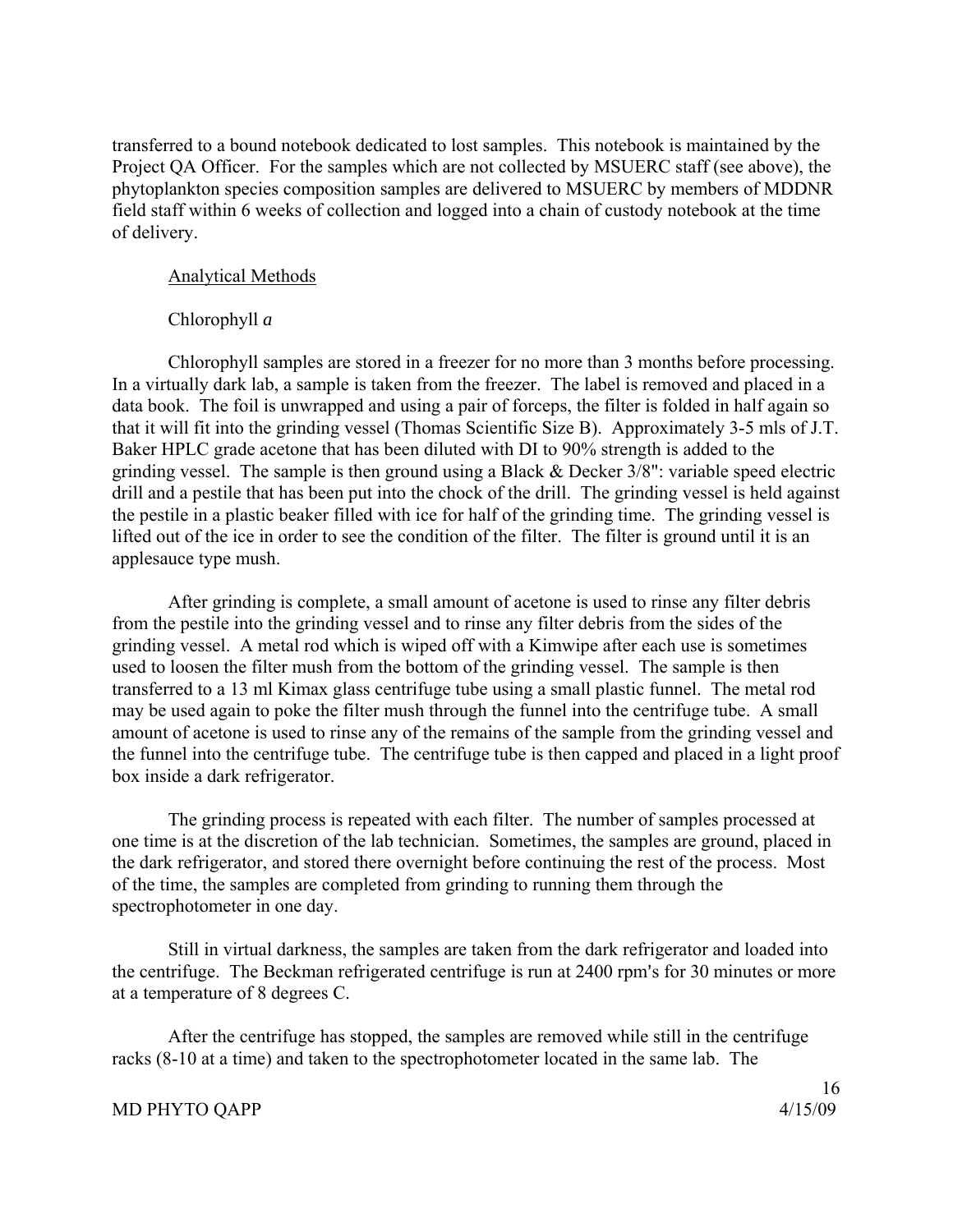transferred to a bound notebook dedicated to lost samples. This notebook is maintained by the Project QA Officer. For the samples which are not collected by MSUERC staff (see above), the phytoplankton species composition samples are delivered to MSUERC by members of MDDNR field staff within 6 weeks of collection and logged into a chain of custody notebook at the time of delivery.

Analytical Methods

Chlorophyll *a*

Chlorophyll samples are stored in a freezer for no more than 3 months before processing. In a virtually dark lab, a sample is taken from the freezer. The label is removed and placed in a data book. The foil is unwrapped and using a pair of forceps, the filter is folded in half again so that it will fit into the grinding vessel (Thomas Scientific Size B). Approximately 3-5 mls of J.T. Baker HPLC grade acetone that has been diluted with DI to 90% strength is added to the grinding vessel. The sample is then ground using a Black & Decker 3/8": variable speed electric drill and a pestile that has been put into the chock of the drill. The grinding vessel is held against the pestile in a plastic beaker filled with ice for half of the grinding time. The grinding vessel is lifted out of the ice in order to see the condition of the filter. The filter is ground until it is an applesauce type mush.

After grinding is complete, a small amount of acetone is used to rinse any filter debris from the pestile into the grinding vessel and to rinse any filter debris from the sides of the grinding vessel. A metal rod which is wiped off with a Kimwipe after each use is sometimes used to loosen the filter mush from the bottom of the grinding vessel. The sample is then transferred to a 13 ml Kimax glass centrifuge tube using a small plastic funnel. The metal rod may be used again to poke the filter mush through the funnel into the centrifuge tube. A small amount of acetone is used to rinse any of the remains of the sample from the grinding vessel and the funnel into the centrifuge tube. The centrifuge tube is then capped and placed in a light proof box inside a dark refrigerator.

The grinding process is repeated with each filter. The number of samples processed at one time is at the discretion of the lab technician. Sometimes, the samples are ground, placed in the dark refrigerator, and stored there overnight before continuing the rest of the process. Most of the time, the samples are completed from grinding to running them through the spectrophotometer in one day.

Still in virtual darkness, the samples are taken from the dark refrigerator and loaded into the centrifuge. The Beckman refrigerated centrifuge is run at 2400 rpm's for 30 minutes or more at a temperature of 8 degrees C.

After the centrifuge has stopped, the samples are removed while still in the centrifuge racks (8-10 at a time) and taken to the spectrophotometer located in the same lab. The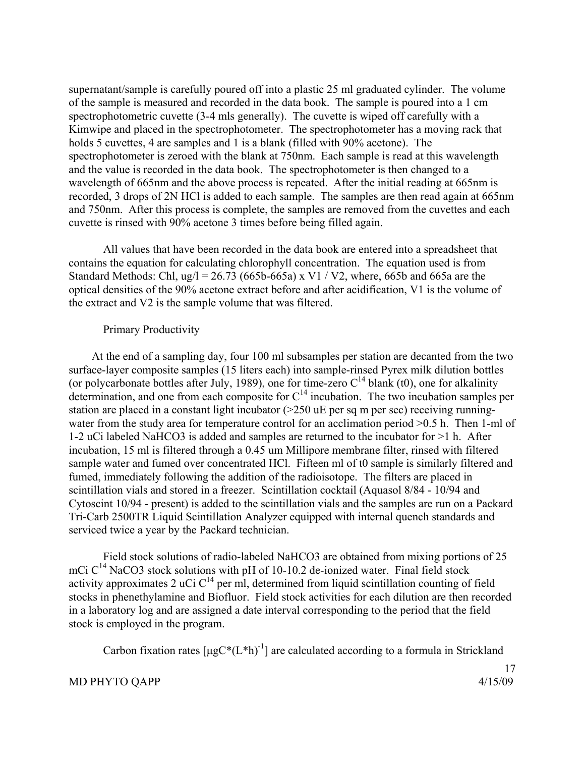supernatant/sample is carefully poured off into a plastic 25 ml graduated cylinder. The volume of the sample is measured and recorded in the data book. The sample is poured into a 1 cm spectrophotometric cuvette (3-4 mls generally). The cuvette is wiped off carefully with a Kimwipe and placed in the spectrophotometer. The spectrophotometer has a moving rack that holds 5 cuvettes, 4 are samples and 1 is a blank (filled with 90% acetone). The spectrophotometer is zeroed with the blank at 750nm. Each sample is read at this wavelength and the value is recorded in the data book. The spectrophotometer is then changed to a wavelength of 665nm and the above process is repeated. After the initial reading at 665nm is recorded, 3 drops of 2N HCl is added to each sample. The samples are then read again at 665nm and 750nm. After this process is complete, the samples are removed from the cuvettes and each cuvette is rinsed with 90% acetone 3 times before being filled again.

All values that have been recorded in the data book are entered into a spreadsheet that contains the equation for calculating chlorophyll concentration. The equation used is from Standard Methods: Chl, ug/l = 26.73 (665b-665a) x V1 / V2, where, 665b and 665a are the optical densities of the 90% acetone extract before and after acidification, V1 is the volume of the extract and V2 is the sample volume that was filtered.

Primary Productivity

At the end of a sampling day, four 100 ml subsamples per station are decanted from the two surface-layer composite samples (15 liters each) into sample-rinsed Pyrex milk dilution bottles (or polycarbonate bottles after July, 1989), one for time-zero $C^{14}$ blank (t0), one for alkalinity determination, and one from each composite for $C^{14}$ incubation. The two incubation samples per station are placed in a constant light incubator (>250 uE per sq m per sec) receiving running-water from the study area for temperature control for an acclimation period >0.5 h. Then 1-ml of 1-2 uCi labeled NaHCO3 is added and samples are returned to the incubator for >1 h. After incubation, 15 ml is filtered through a 0.45 um Millipore membrane filter, rinsed with filtered sample water and fumed over concentrated HCl. Fifteen ml of t0 sample is similarly filtered and fumed, immediately following the addition of the radioisotope. The filters are placed in scintillation vials and stored in a freezer. Scintillation cocktail (Aquasol 8/84 - 10/94 and Cytoscint 10/94 - present) is added to the scintillation vials and the samples are run on a Packard Tri-Carb 2500TR Liquid Scintillation Analyzer equipped with internal quench standards and serviced twice a year by the Packard technician.

Field stock solutions of radio-labeled NaHCO3 are obtained from mixing portions of 25 mCi $C^{14}$ NaCO3 stock solutions with pH of 10-10.2 de-ionized water. Final field stock activity approximates 2 uCi $C^{14}$ per ml, determined from liquid scintillation counting of field stocks in phenethylamine and Biofluor. Field stock activities for each dilution are then recorded in a laboratory log and are assigned a date interval corresponding to the period that the field stock is employed in the program.

Carbon fixation rates [$\mu gC*(L*h)^{-1}$] are calculated according to a formula in Strickland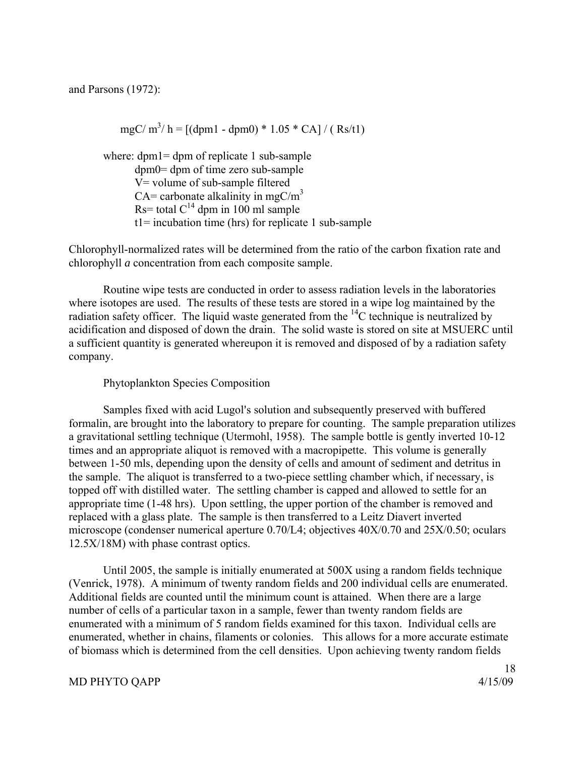and Parsons (1972):

$$mgC/m^3/h = [(dpm1 - dpm0) * 1.05 * CA] / (Rs/t1)$$

where: dpm1= dpm of replicate 1 sub-sample
dpm0= dpm of time zero sub-sample
V= volume of sub-sample filtered
CA= carbonate alkalinity in $mgC/m^3$
Rs= total $C^{14}$ dpm in 100 ml sample
t1= incubation time (hrs) for replicate 1 sub-sample

Chlorophyll-normalized rates will be determined from the ratio of the carbon fixation rate and chlorophyll *a* concentration from each composite sample.

Routine wipe tests are conducted in order to assess radiation levels in the laboratories where isotopes are used. The results of these tests are stored in a wipe log maintained by the radiation safety officer. The liquid waste generated from the $^{14}C$ technique is neutralized by acidification and disposed of down the drain. The solid waste is stored on site at MSUERC until a sufficient quantity is generated whereupon it is removed and disposed of by a radiation safety company.

Phytoplankton Species Composition

Samples fixed with acid Lugol's solution and subsequently preserved with buffered formalin, are brought into the laboratory to prepare for counting. The sample preparation utilizes a gravitational settling technique (Utermohl, 1958). The sample bottle is gently inverted 10-12 times and an appropriate aliquot is removed with a macropipette. This volume is generally between 1-50 mls, depending upon the density of cells and amount of sediment and detritus in the sample. The aliquot is transferred to a two-piece settling chamber which, if necessary, is topped off with distilled water. The settling chamber is capped and allowed to settle for an appropriate time (1-48 hrs). Upon settling, the upper portion of the chamber is removed and replaced with a glass plate. The sample is then transferred to a Leitz Diavert inverted microscope (condenser numerical aperture 0.70/L4; objectives 40X/0.70 and 25X/0.50; oculars 12.5X/18M) with phase contrast optics.

Until 2005, the sample is initially enumerated at 500X using a random fields technique (Venrick, 1978). A minimum of twenty random fields and 200 individual cells are enumerated. Additional fields are counted until the minimum count is attained. When there are a large number of cells of a particular taxon in a sample, fewer than twenty random fields are enumerated with a minimum of 5 random fields examined for this taxon. Individual cells are enumerated, whether in chains, filaments or colonies. This allows for a more accurate estimate of biomass which is determined from the cell densities. Upon achieving twenty random fields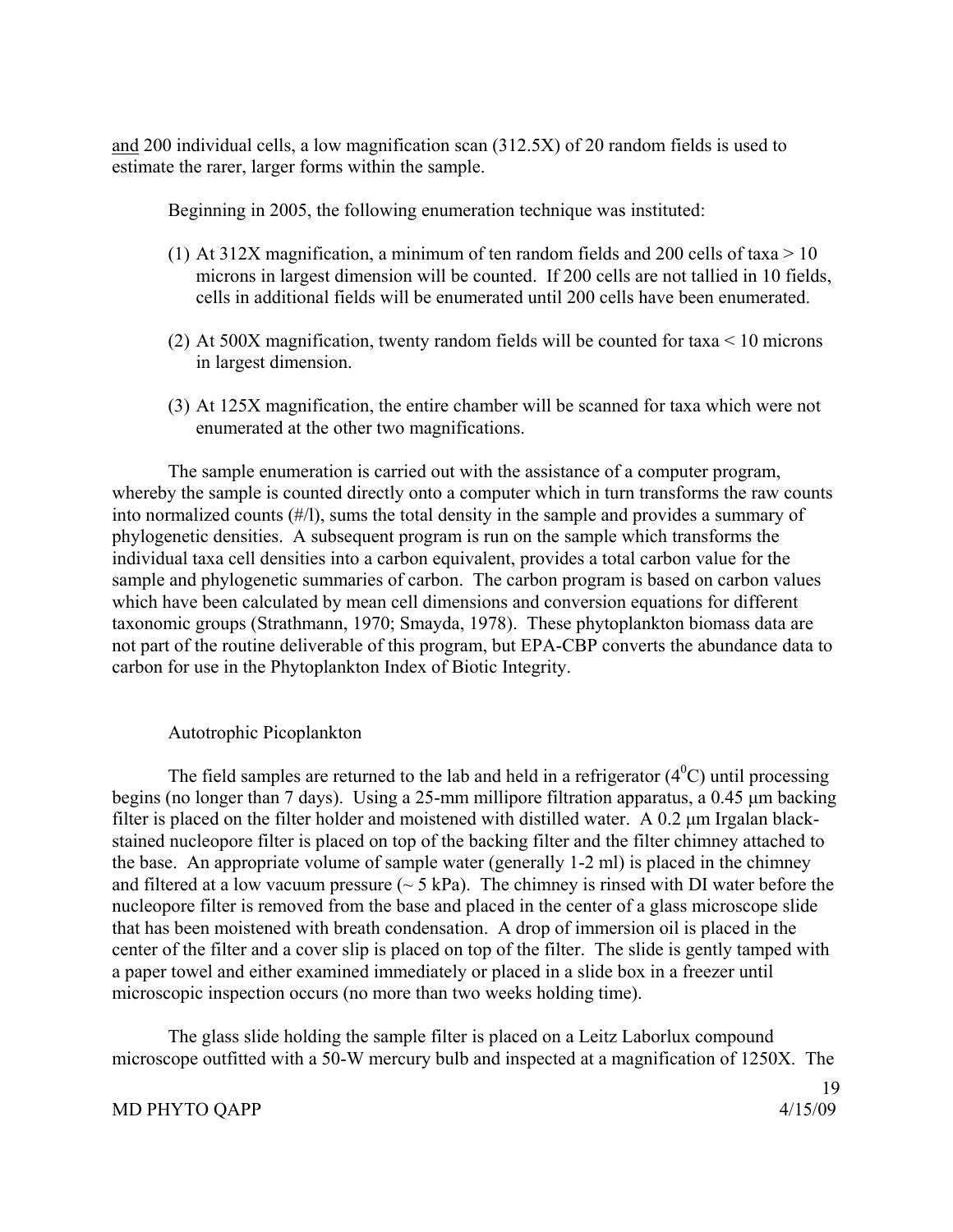<u>and</u> 200 individual cells, a low magnification scan (312.5X) of 20 random fields is used to estimate the rarer, larger forms within the sample.

Beginning in 2005, the following enumeration technique was instituted:

(1) At 312X magnification, a minimum of ten random fields and 200 cells of taxa > 10 microns in largest dimension will be counted. If 200 cells are not tallied in 10 fields, cells in additional fields will be enumerated until 200 cells have been enumerated.

(2) At 500X magnification, twenty random fields will be counted for taxa < 10 microns in largest dimension.

(3) At 125X magnification, the entire chamber will be scanned for taxa which were not enumerated at the other two magnifications.

The sample enumeration is carried out with the assistance of a computer program, whereby the sample is counted directly onto a computer which in turn transforms the raw counts into normalized counts (#/l), sums the total density in the sample and provides a summary of phylogenetic densities. A subsequent program is run on the sample which transforms the individual taxa cell densities into a carbon equivalent, provides a total carbon value for the sample and phylogenetic summaries of carbon. The carbon program is based on carbon values which have been calculated by mean cell dimensions and conversion equations for different taxonomic groups (Strathmann, 1970; Smayda, 1978). These phytoplankton biomass data are not part of the routine deliverable of this program, but EPA-CBP converts the abundance data to carbon for use in the Phytoplankton Index of Biotic Integrity.

Autotrophic Picoplankton

The field samples are returned to the lab and held in a refrigerator ($4^0$C) until processing begins (no longer than 7 days). Using a 25-mm millipore filtration apparatus, a 0.45 µm backing filter is placed on the filter holder and moistened with distilled water. A 0.2 µm Irgalan black-stained nucleopore filter is placed on top of the backing filter and the filter chimney attached to the base. An appropriate volume of sample water (generally 1-2 ml) is placed in the chimney and filtered at a low vacuum pressure (~ 5 kPa). The chimney is rinsed with DI water before the nucleopore filter is removed from the base and placed in the center of a glass microscope slide that has been moistened with breath condensation. A drop of immersion oil is placed in the center of the filter and a cover slip is placed on top of the filter. The slide is gently tamped with a paper towel and either examined immediately or placed in a slide box in a freezer until microscopic inspection occurs (no more than two weeks holding time).

The glass slide holding the sample filter is placed on a Leitz Laborlux compound microscope outfitted with a 50-W mercury bulb and inspected at a magnification of 1250X. The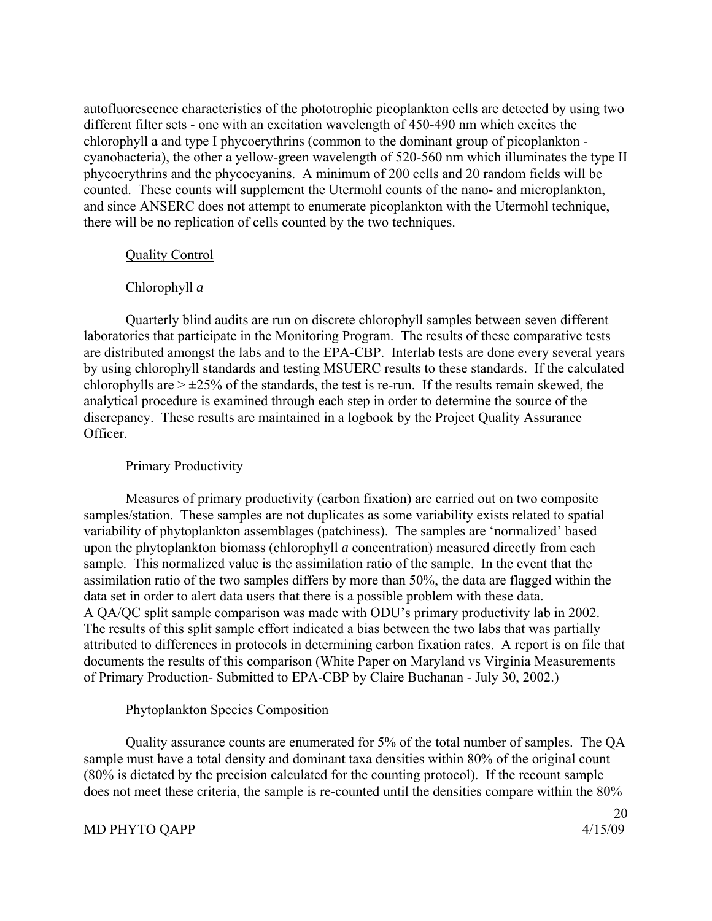autofluorescence characteristics of the phototrophic picoplankton cells are detected by using two different filter sets - one with an excitation wavelength of 450-490 nm which excites the chlorophyll a and type I phycoerythrins (common to the dominant group of picoplankton - cyanobacteria), the other a yellow-green wavelength of 520-560 nm which illuminates the type II phycoerythrins and the phycocyanins. A minimum of 200 cells and 20 random fields will be counted. These counts will supplement the Utermohl counts of the nano- and microplankton, and since ANSERC does not attempt to enumerate picoplankton with the Utermohl technique, there will be no replication of cells counted by the two techniques.

## Quality Control

### Chlorophyll *a*

Quarterly blind audits are run on discrete chlorophyll samples between seven different laboratories that participate in the Monitoring Program. The results of these comparative tests are distributed amongst the labs and to the EPA-CBP. Interlab tests are done every several years by using chlorophyll standards and testing MSUERC results to these standards. If the calculated chlorophylls are $> \pm 25\%$ of the standards, the test is re-run. If the results remain skewed, the analytical procedure is examined through each step in order to determine the source of the discrepancy. These results are maintained in a logbook by the Project Quality Assurance Officer.

### Primary Productivity

Measures of primary productivity (carbon fixation) are carried out on two composite samples/station. These samples are not duplicates as some variability exists related to spatial variability of phytoplankton assemblages (patchiness). The samples are 'normalized' based upon the phytoplankton biomass (chlorophyll *a* concentration) measured directly from each sample. This normalized value is the assimilation ratio of the sample. In the event that the assimilation ratio of the two samples differs by more than 50%, the data are flagged within the data set in order to alert data users that there is a possible problem with these data.
A QA/QC split sample comparison was made with ODU's primary productivity lab in 2002. The results of this split sample effort indicated a bias between the two labs that was partially attributed to differences in protocols in determining carbon fixation rates. A report is on file that documents the results of this comparison (White Paper on Maryland vs Virginia Measurements of Primary Production- Submitted to EPA-CBP by Claire Buchanan - July 30, 2002.)

### Phytoplankton Species Composition

Quality assurance counts are enumerated for 5% of the total number of samples. The QA sample must have a total density and dominant taxa densities within 80% of the original count (80% is dictated by the precision calculated for the counting protocol). If the recount sample does not meet these criteria, the sample is re-counted until the densities compare within the 80%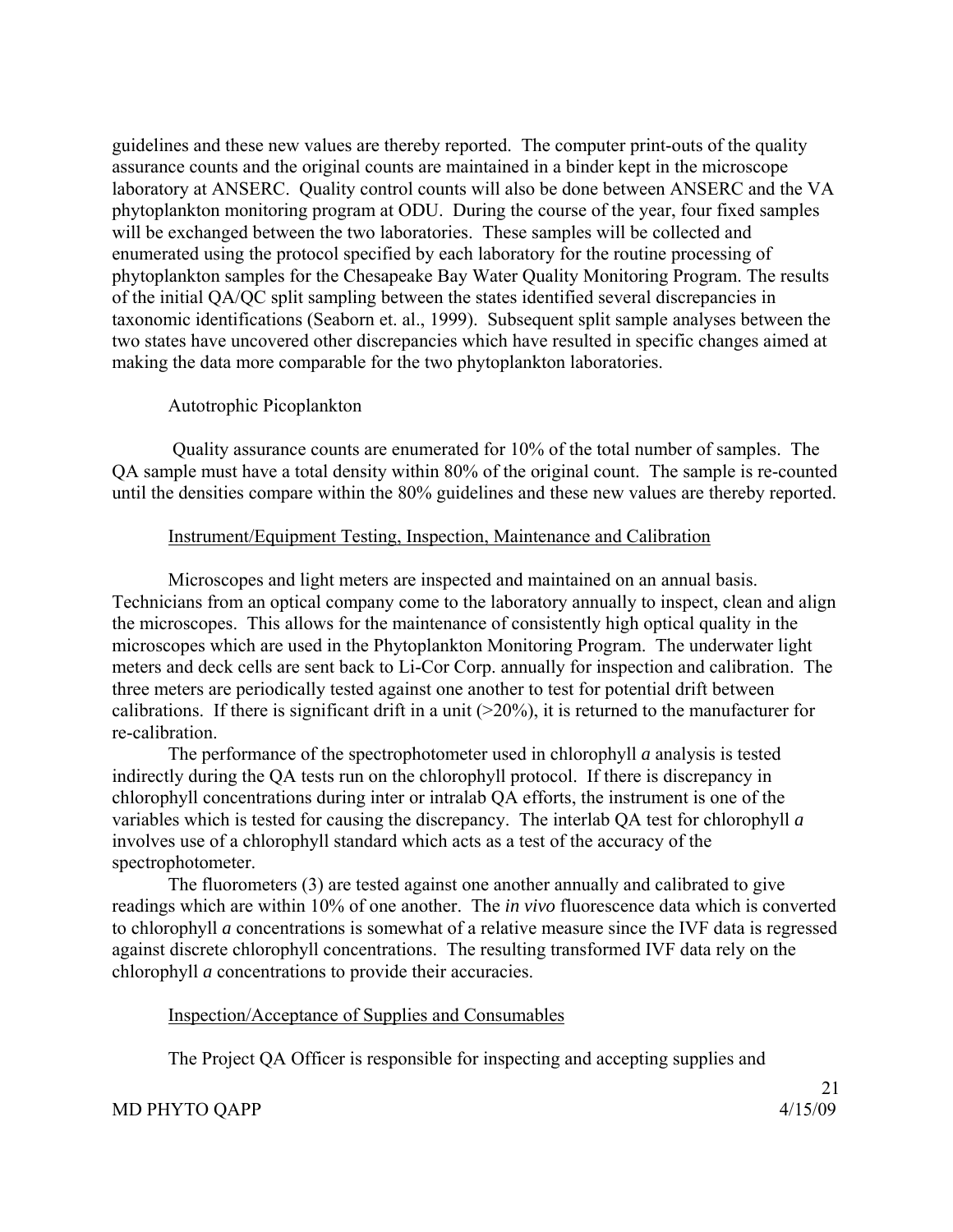guidelines and these new values are thereby reported. The computer print-outs of the quality assurance counts and the original counts are maintained in a binder kept in the microscope laboratory at ANSERC. Quality control counts will also be done between ANSERC and the VA phytoplankton monitoring program at ODU. During the course of the year, four fixed samples will be exchanged between the two laboratories. These samples will be collected and enumerated using the protocol specified by each laboratory for the routine processing of phytoplankton samples for the Chesapeake Bay Water Quality Monitoring Program. The results of the initial QA/QC split sampling between the states identified several discrepancies in taxonomic identifications (Seaborn et. al., 1999). Subsequent split sample analyses between the two states have uncovered other discrepancies which have resulted in specific changes aimed at making the data more comparable for the two phytoplankton laboratories.

Autotrophic Picoplankton

Quality assurance counts are enumerated for 10% of the total number of samples. The QA sample must have a total density within 80% of the original count. The sample is re-counted until the densities compare within the 80% guidelines and these new values are thereby reported.

<u>Instrument/Equipment Testing, Inspection, Maintenance and Calibration</u>

Microscopes and light meters are inspected and maintained on an annual basis. Technicians from an optical company come to the laboratory annually to inspect, clean and align the microscopes. This allows for the maintenance of consistently high optical quality in the microscopes which are used in the Phytoplankton Monitoring Program. The underwater light meters and deck cells are sent back to Li-Cor Corp. annually for inspection and calibration. The three meters are periodically tested against one another to test for potential drift between calibrations. If there is significant drift in a unit (>20%), it is returned to the manufacturer for re-calibration.

The performance of the spectrophotometer used in chlorophyll *a* analysis is tested indirectly during the QA tests run on the chlorophyll protocol. If there is discrepancy in chlorophyll concentrations during inter or intralab QA efforts, the instrument is one of the variables which is tested for causing the discrepancy. The interlab QA test for chlorophyll *a* involves use of a chlorophyll standard which acts as a test of the accuracy of the spectrophotometer.

The fluorometers (3) are tested against one another annually and calibrated to give readings which are within 10% of one another. The *in vivo* fluorescence data which is converted to chlorophyll *a* concentrations is somewhat of a relative measure since the IVF data is regressed against discrete chlorophyll concentrations. The resulting transformed IVF data rely on the chlorophyll *a* concentrations to provide their accuracies.

<u>Inspection/Acceptance of Supplies and Consumables</u>

The Project QA Officer is responsible for inspecting and accepting supplies and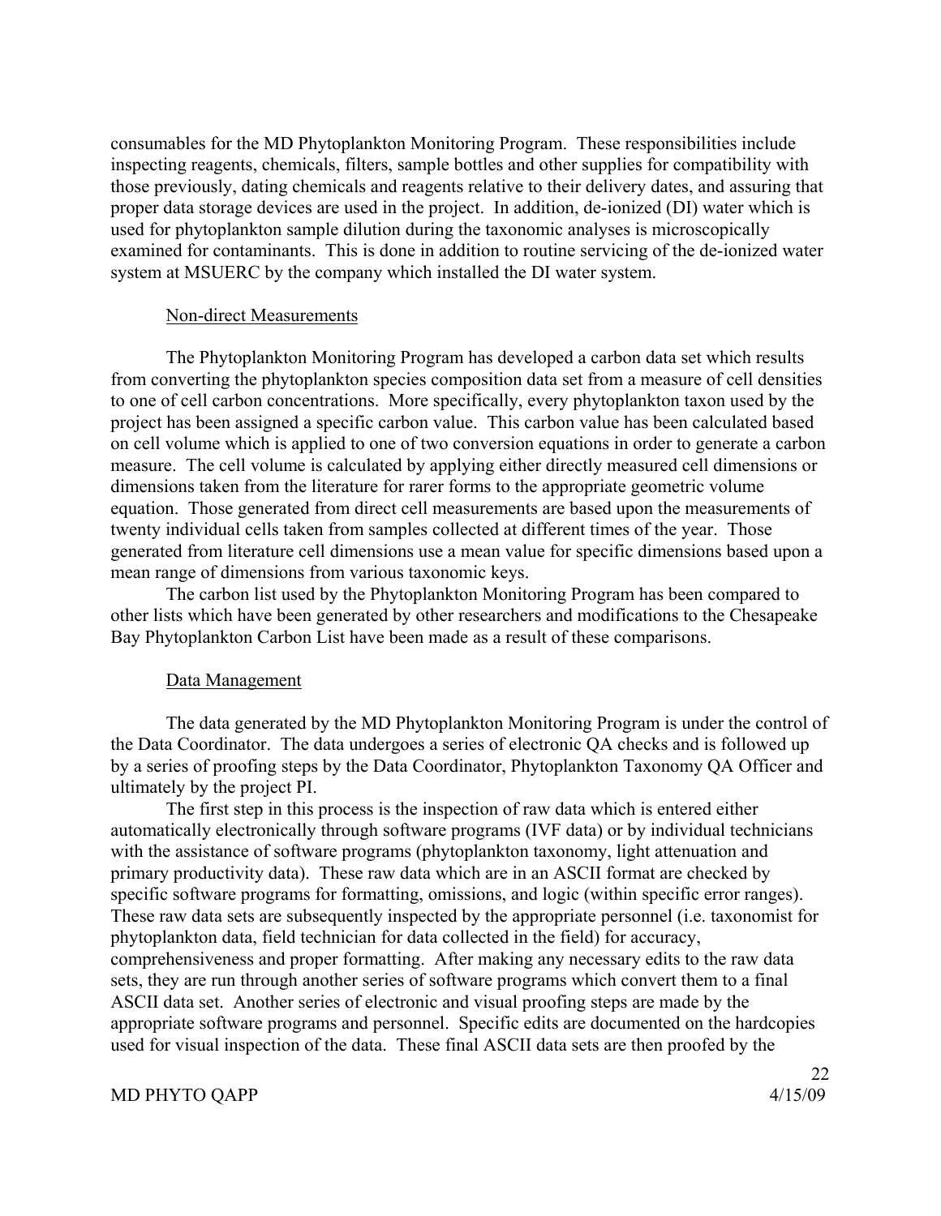consumables for the MD Phytoplankton Monitoring Program. These responsibilities include inspecting reagents, chemicals, filters, sample bottles and other supplies for compatibility with those previously, dating chemicals and reagents relative to their delivery dates, and assuring that proper data storage devices are used in the project. In addition, de-ionized (DI) water which is used for phytoplankton sample dilution during the taxonomic analyses is microscopically examined for contaminants. This is done in addition to routine servicing of the de-ionized water system at MSUERC by the company which installed the DI water system.

### Non-direct Measurements

The Phytoplankton Monitoring Program has developed a carbon data set which results from converting the phytoplankton species composition data set from a measure of cell densities to one of cell carbon concentrations. More specifically, every phytoplankton taxon used by the project has been assigned a specific carbon value. This carbon value has been calculated based on cell volume which is applied to one of two conversion equations in order to generate a carbon measure. The cell volume is calculated by applying either directly measured cell dimensions or dimensions taken from the literature for rarer forms to the appropriate geometric volume equation. Those generated from direct cell measurements are based upon the measurements of twenty individual cells taken from samples collected at different times of the year. Those generated from literature cell dimensions use a mean value for specific dimensions based upon a mean range of dimensions from various taxonomic keys.

The carbon list used by the Phytoplankton Monitoring Program has been compared to other lists which have been generated by other researchers and modifications to the Chesapeake Bay Phytoplankton Carbon List have been made as a result of these comparisons.

### Data Management

The data generated by the MD Phytoplankton Monitoring Program is under the control of the Data Coordinator. The data undergoes a series of electronic QA checks and is followed up by a series of proofing steps by the Data Coordinator, Phytoplankton Taxonomy QA Officer and ultimately by the project PI.

The first step in this process is the inspection of raw data which is entered either automatically electronically through software programs (IVF data) or by individual technicians with the assistance of software programs (phytoplankton taxonomy, light attenuation and primary productivity data). These raw data which are in an ASCII format are checked by specific software programs for formatting, omissions, and logic (within specific error ranges). These raw data sets are subsequently inspected by the appropriate personnel (i.e. taxonomist for phytoplankton data, field technician for data collected in the field) for accuracy, comprehensiveness and proper formatting. After making any necessary edits to the raw data sets, they are run through another series of software programs which convert them to a final ASCII data set. Another series of electronic and visual proofing steps are made by the appropriate software programs and personnel. Specific edits are documented on the hardcopies used for visual inspection of the data. These final ASCII data sets are then proofed by the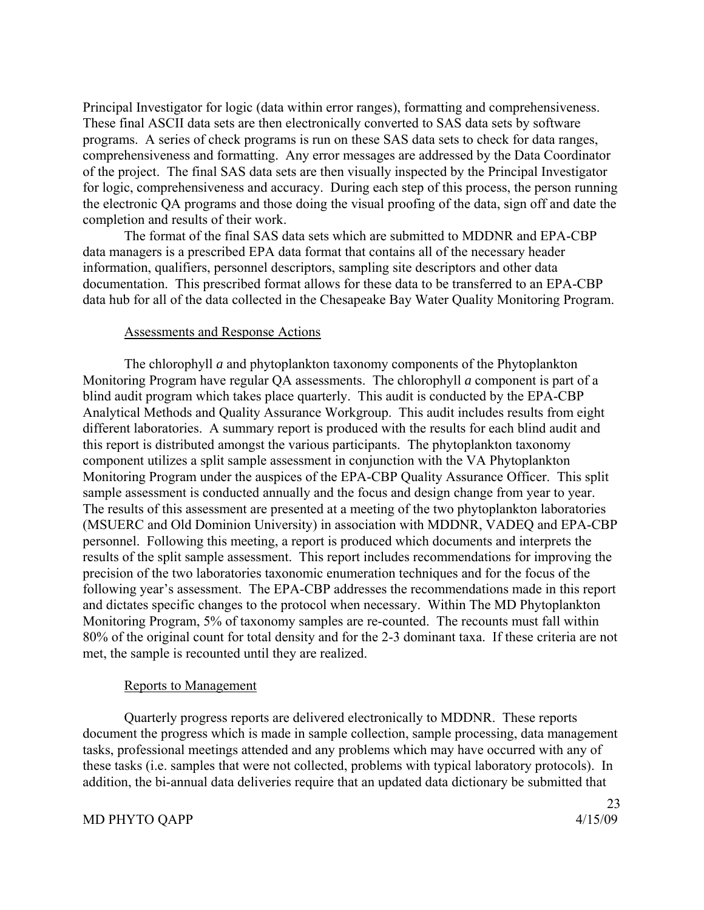Principal Investigator for logic (data within error ranges), formatting and comprehensiveness. These final ASCII data sets are then electronically converted to SAS data sets by software programs. A series of check programs is run on these SAS data sets to check for data ranges, comprehensiveness and formatting. Any error messages are addressed by the Data Coordinator of the project. The final SAS data sets are then visually inspected by the Principal Investigator for logic, comprehensiveness and accuracy. During each step of this process, the person running the electronic QA programs and those doing the visual proofing of the data, sign off and date the completion and results of their work.

The format of the final SAS data sets which are submitted to MDDNR and EPA-CBP data managers is a prescribed EPA data format that contains all of the necessary header information, qualifiers, personnel descriptors, sampling site descriptors and other data documentation. This prescribed format allows for these data to be transferred to an EPA-CBP data hub for all of the data collected in the Chesapeake Bay Water Quality Monitoring Program.

Assessments and Response Actions

The chlorophyll *a* and phytoplankton taxonomy components of the Phytoplankton Monitoring Program have regular QA assessments. The chlorophyll *a* component is part of a blind audit program which takes place quarterly. This audit is conducted by the EPA-CBP Analytical Methods and Quality Assurance Workgroup. This audit includes results from eight different laboratories. A summary report is produced with the results for each blind audit and this report is distributed amongst the various participants. The phytoplankton taxonomy component utilizes a split sample assessment in conjunction with the VA Phytoplankton Monitoring Program under the auspices of the EPA-CBP Quality Assurance Officer. This split sample assessment is conducted annually and the focus and design change from year to year. The results of this assessment are presented at a meeting of the two phytoplankton laboratories (MSUERC and Old Dominion University) in association with MDDNR, VADEQ and EPA-CBP personnel. Following this meeting, a report is produced which documents and interprets the results of the split sample assessment. This report includes recommendations for improving the precision of the two laboratories taxonomic enumeration techniques and for the focus of the following year's assessment. The EPA-CBP addresses the recommendations made in this report and dictates specific changes to the protocol when necessary. Within The MD Phytoplankton Monitoring Program, 5% of taxonomy samples are re-counted. The recounts must fall within 80% of the original count for total density and for the 2-3 dominant taxa. If these criteria are not met, the sample is recounted until they are realized.

Reports to Management

Quarterly progress reports are delivered electronically to MDDNR. These reports document the progress which is made in sample collection, sample processing, data management tasks, professional meetings attended and any problems which may have occurred with any of these tasks (i.e. samples that were not collected, problems with typical laboratory protocols). In addition, the bi-annual data deliveries require that an updated data dictionary be submitted that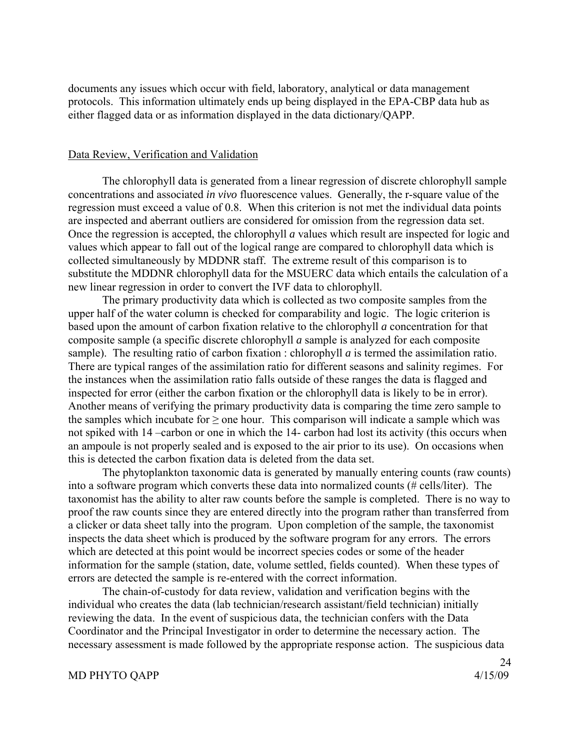documents any issues which occur with field, laboratory, analytical or data management protocols. This information ultimately ends up being displayed in the EPA-CBP data hub as either flagged data or as information displayed in the data dictionary/QAPP.

## Data Review, Verification and Validation

The chlorophyll data is generated from a linear regression of discrete chlorophyll sample concentrations and associated *in vivo* fluorescence values. Generally, the r-square value of the regression must exceed a value of 0.8. When this criterion is not met the individual data points are inspected and aberrant outliers are considered for omission from the regression data set. Once the regression is accepted, the chlorophyll *a* values which result are inspected for logic and values which appear to fall out of the logical range are compared to chlorophyll data which is collected simultaneously by MDDNR staff. The extreme result of this comparison is to substitute the MDDNR chlorophyll data for the MSUERC data which entails the calculation of a new linear regression in order to convert the IVF data to chlorophyll.

The primary productivity data which is collected as two composite samples from the upper half of the water column is checked for comparability and logic. The logic criterion is based upon the amount of carbon fixation relative to the chlorophyll *a* concentration for that composite sample (a specific discrete chlorophyll *a* sample is analyzed for each composite sample). The resulting ratio of carbon fixation : chlorophyll *a* is termed the assimilation ratio. There are typical ranges of the assimilation ratio for different seasons and salinity regimes. For the instances when the assimilation ratio falls outside of these ranges the data is flagged and inspected for error (either the carbon fixation or the chlorophyll data is likely to be in error). Another means of verifying the primary productivity data is comparing the time zero sample to the samples which incubate for $\geq$ one hour. This comparison will indicate a sample which was not spiked with 14 –carbon or one in which the 14- carbon had lost its activity (this occurs when an ampoule is not properly sealed and is exposed to the air prior to its use). On occasions when this is detected the carbon fixation data is deleted from the data set.

The phytoplankton taxonomic data is generated by manually entering counts (raw counts) into a software program which converts these data into normalized counts (# cells/liter). The taxonomist has the ability to alter raw counts before the sample is completed. There is no way to proof the raw counts since they are entered directly into the program rather than transferred from a clicker or data sheet tally into the program. Upon completion of the sample, the taxonomist inspects the data sheet which is produced by the software program for any errors. The errors which are detected at this point would be incorrect species codes or some of the header information for the sample (station, date, volume settled, fields counted). When these types of errors are detected the sample is re-entered with the correct information.

The chain-of-custody for data review, validation and verification begins with the individual who creates the data (lab technician/research assistant/field technician) initially reviewing the data. In the event of suspicious data, the technician confers with the Data Coordinator and the Principal Investigator in order to determine the necessary action. The necessary assessment is made followed by the appropriate response action. The suspicious data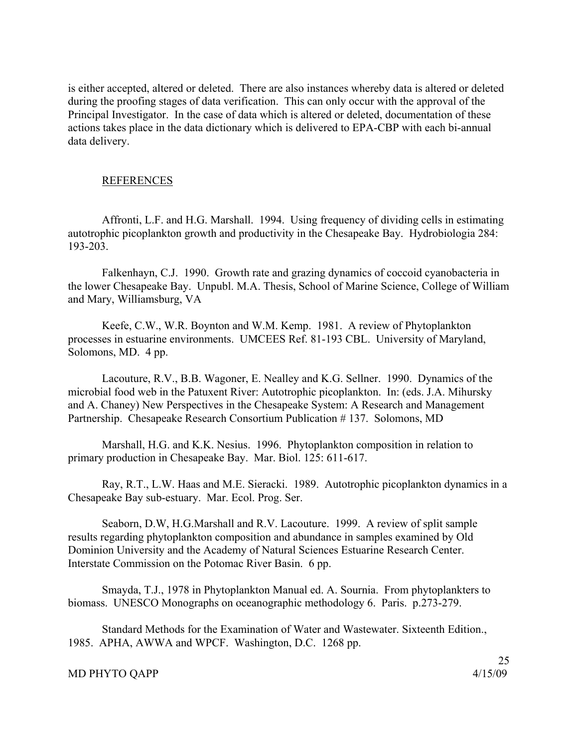is either accepted, altered or deleted. There are also instances whereby data is altered or deleted during the proofing stages of data verification. This can only occur with the approval of the Principal Investigator. In the case of data which is altered or deleted, documentation of these actions takes place in the data dictionary which is delivered to EPA-CBP with each bi-annual data delivery.

## REFERENCES

Affronti, L.F. and H.G. Marshall. 1994. Using frequency of dividing cells in estimating autotrophic picoplankton growth and productivity in the Chesapeake Bay. Hydrobiologia 284: 193-203.

Falkenhayn, C.J. 1990. Growth rate and grazing dynamics of coccoid cyanobacteria in the lower Chesapeake Bay. Unpubl. M.A. Thesis, School of Marine Science, College of William and Mary, Williamsburg, VA

Keefe, C.W., W.R. Boynton and W.M. Kemp. 1981. A review of Phytoplankton processes in estuarine environments. UMCEES Ref. 81-193 CBL. University of Maryland, Solomons, MD. 4 pp.

Lacouture, R.V., B.B. Wagoner, E. Nealley and K.G. Sellner. 1990. Dynamics of the microbial food web in the Patuxent River: Autotrophic picoplankton. In: (eds. J.A. Mihursky and A. Chaney) New Perspectives in the Chesapeake System: A Research and Management Partnership. Chesapeake Research Consortium Publication # 137. Solomons, MD

Marshall, H.G. and K.K. Nesius. 1996. Phytoplankton composition in relation to primary production in Chesapeake Bay. Mar. Biol. 125: 611-617.

Ray, R.T., L.W. Haas and M.E. Sieracki. 1989. Autotrophic picoplankton dynamics in a Chesapeake Bay sub-estuary. Mar. Ecol. Prog. Ser.

Seaborn, D.W, H.G.Marshall and R.V. Lacouture. 1999. A review of split sample results regarding phytoplankton composition and abundance in samples examined by Old Dominion University and the Academy of Natural Sciences Estuarine Research Center. Interstate Commission on the Potomac River Basin. 6 pp.

Smayda, T.J., 1978 in Phytoplankton Manual ed. A. Sournia. From phytoplankters to biomass. UNESCO Monographs on oceanographic methodology 6. Paris. p.273-279.

Standard Methods for the Examination of Water and Wastewater. Sixteenth Edition., 1985. APHA, AWWA and WPCF. Washington, D.C. 1268 pp.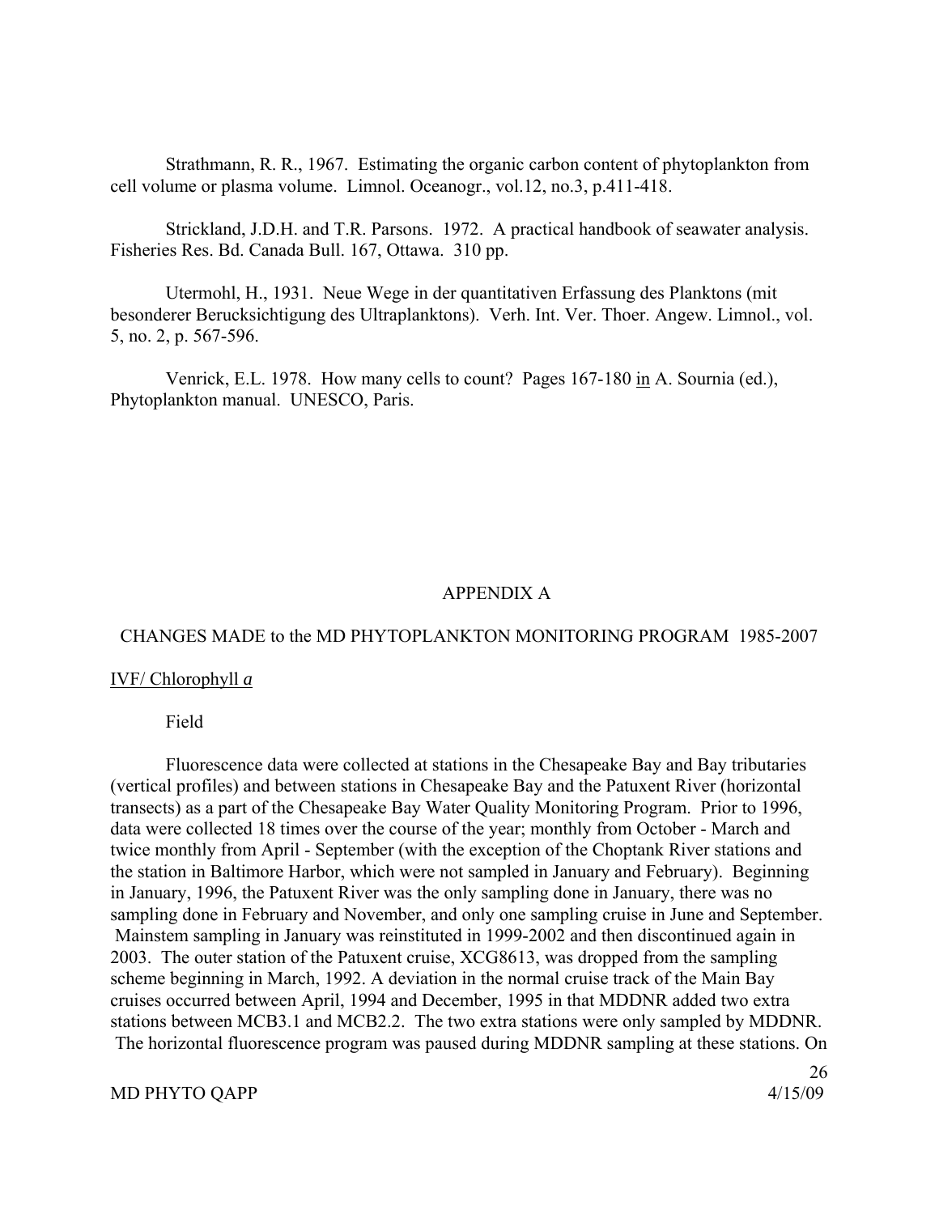Strathmann, R. R., 1967. Estimating the organic carbon content of phytoplankton from cell volume or plasma volume. Limnol. Oceanogr., vol.12, no.3, p.411-418.

Strickland, J.D.H. and T.R. Parsons. 1972. A practical handbook of seawater analysis. Fisheries Res. Bd. Canada Bull. 167, Ottawa. 310 pp.

Utermohl, H., 1931. Neue Wege in der quantitativen Erfassung des Planktons (mit besonderer Berucksichtigung des Ultraplanktons). Verh. Int. Ver. Thoer. Angew. Limnol., vol. 5, no. 2, p. 567-596.

Venrick, E.L. 1978. How many cells to count? Pages 167-180 in A. Sournia (ed.), Phytoplankton manual. UNESCO, Paris.

# APPENDIX A

## CHANGES MADE to the MD PHYTOPLANKTON MONITORING PROGRAM 1985-2007

### IVF/ Chlorophyll *a*

Field

Fluorescence data were collected at stations in the Chesapeake Bay and Bay tributaries (vertical profiles) and between stations in Chesapeake Bay and the Patuxent River (horizontal transects) as a part of the Chesapeake Bay Water Quality Monitoring Program. Prior to 1996, data were collected 18 times over the course of the year; monthly from October - March and twice monthly from April - September (with the exception of the Choptank River stations and the station in Baltimore Harbor, which were not sampled in January and February). Beginning in January, 1996, the Patuxent River was the only sampling done in January, there was no sampling done in February and November, and only one sampling cruise in June and September. Mainstem sampling in January was reinstituted in 1999-2002 and then discontinued again in 2003. The outer station of the Patuxent cruise, XCG8613, was dropped from the sampling scheme beginning in March, 1992. A deviation in the normal cruise track of the Main Bay cruises occurred between April, 1994 and December, 1995 in that MDDNR added two extra stations between MCB3.1 and MCB2.2. The two extra stations were only sampled by MDDNR. The horizontal fluorescence program was paused during MDDNR sampling at these stations. On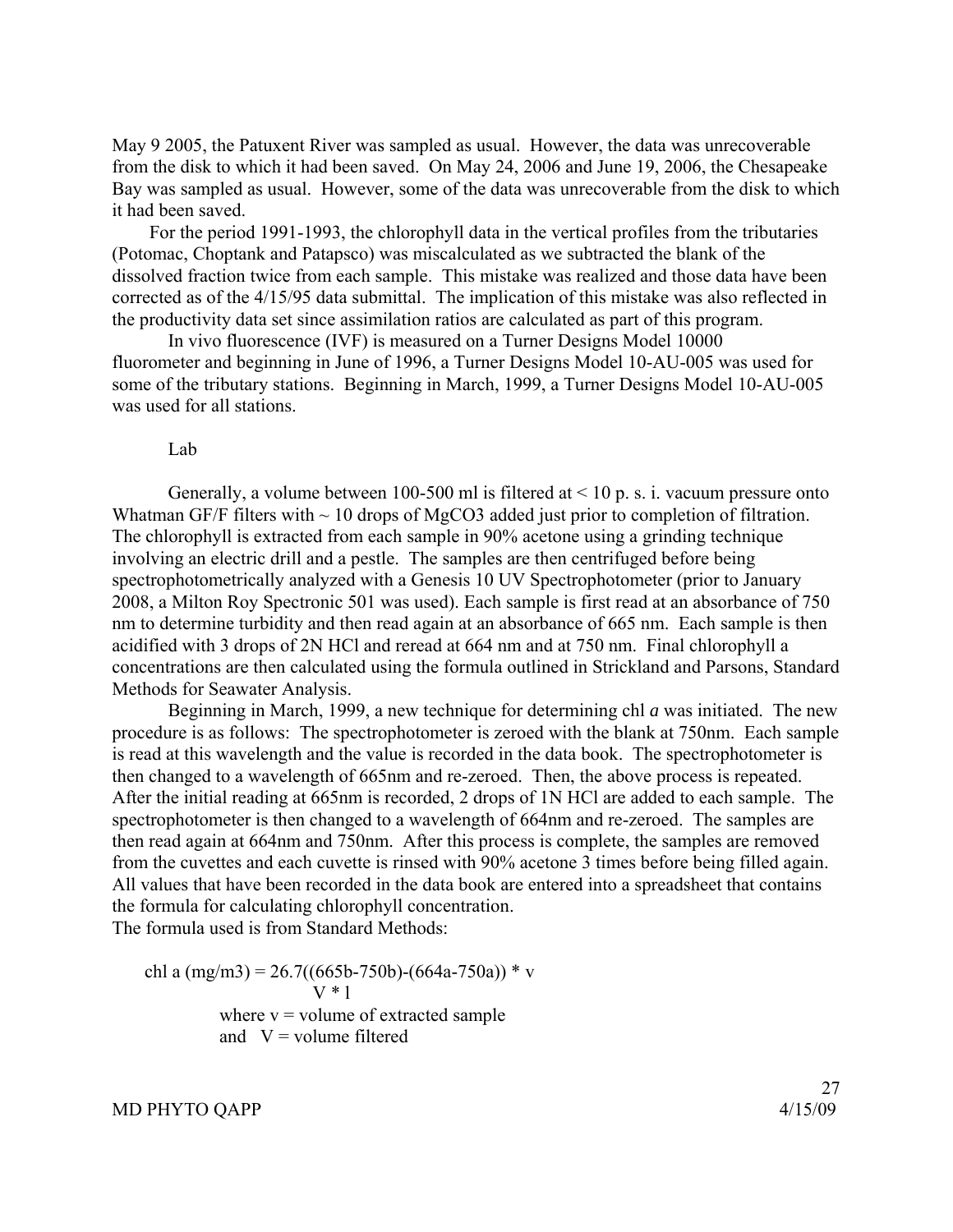May 9 2005, the Patuxent River was sampled as usual. However, the data was unrecoverable from the disk to which it had been saved. On May 24, 2006 and June 19, 2006, the Chesapeake Bay was sampled as usual. However, some of the data was unrecoverable from the disk to which it had been saved.

For the period 1991-1993, the chlorophyll data in the vertical profiles from the tributaries (Potomac, Choptank and Patapsco) was miscalculated as we subtracted the blank of the dissolved fraction twice from each sample. This mistake was realized and those data have been corrected as of the 4/15/95 data submittal. The implication of this mistake was also reflected in the productivity data set since assimilation ratios are calculated as part of this program.

In vivo fluorescence (IVF) is measured on a Turner Designs Model 10000 fluorometer and beginning in June of 1996, a Turner Designs Model 10-AU-005 was used for some of the tributary stations. Beginning in March, 1999, a Turner Designs Model 10-AU-005 was used for all stations.

Lab

Generally, a volume between 100-500 ml is filtered at < 10 p. s. i. vacuum pressure onto Whatman GF/F filters with ~ 10 drops of $MgCO_3$ added just prior to completion of filtration. The chlorophyll is extracted from each sample in 90% acetone using a grinding technique involving an electric drill and a pestle. The samples are then centrifuged before being spectrophotometrically analyzed with a Genesis 10 UV Spectrophotometer (prior to January 2008, a Milton Roy Spectronic 501 was used). Each sample is first read at an absorbance of 750 nm to determine turbidity and then read again at an absorbance of 665 nm. Each sample is then acidified with 3 drops of 2N HCl and reread at 664 nm and at 750 nm. Final chlorophyll a concentrations are then calculated using the formula outlined in Strickland and Parsons, Standard Methods for Seawater Analysis.

Beginning in March, 1999, a new technique for determining chl *a* was initiated. The new procedure is as follows: The spectrophotometer is zeroed with the blank at 750nm. Each sample is read at this wavelength and the value is recorded in the data book. The spectrophotometer is then changed to a wavelength of 665nm and re-zeroed. Then, the above process is repeated. After the initial reading at 665nm is recorded, 2 drops of 1N HCl are added to each sample. The spectrophotometer is then changed to a wavelength of 664nm and re-zeroed. The samples are then read again at 664nm and 750nm. After this process is complete, the samples are removed from the cuvettes and each cuvette is rinsed with 90% acetone 3 times before being filled again. All values that have been recorded in the data book are entered into a spreadsheet that contains the formula for calculating chlorophyll concentration.
The formula used is from Standard Methods:

$$\text{chl a (mg/m}^3) = \frac{26.7((665b-750b)-(664a-750a)) * v}{V * l}$$

where v = volume of extracted sample
and V = volume filtered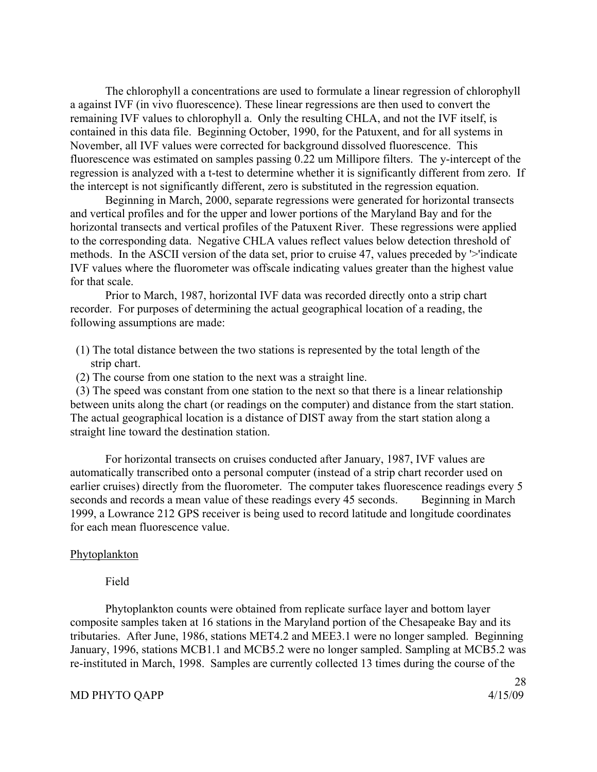The chlorophyll a concentrations are used to formulate a linear regression of chlorophyll a against IVF (in vivo fluorescence). These linear regressions are then used to convert the remaining IVF values to chlorophyll a. Only the resulting CHLA, and not the IVF itself, is contained in this data file. Beginning October, 1990, for the Patuxent, and for all systems in November, all IVF values were corrected for background dissolved fluorescence. This fluorescence was estimated on samples passing 0.22 um Millipore filters. The y-intercept of the regression is analyzed with a t-test to determine whether it is significantly different from zero. If the intercept is not significantly different, zero is substituted in the regression equation.

Beginning in March, 2000, separate regressions were generated for horizontal transects and vertical profiles and for the upper and lower portions of the Maryland Bay and for the horizontal transects and vertical profiles of the Patuxent River. These regressions were applied to the corresponding data. Negative CHLA values reflect values below detection threshold of methods. In the ASCII version of the data set, prior to cruise 47, values preceded by '>'indicate IVF values where the fluorometer was offscale indicating values greater than the highest value for that scale.

Prior to March, 1987, horizontal IVF data was recorded directly onto a strip chart recorder. For purposes of determining the actual geographical location of a reading, the following assumptions are made:

(1) The total distance between the two stations is represented by the total length of the strip chart.
(2) The course from one station to the next was a straight line.
(3) The speed was constant from one station to the next so that there is a linear relationship between units along the chart (or readings on the computer) and distance from the start station. The actual geographical location is a distance of DIST away from the start station along a straight line toward the destination station.

For horizontal transects on cruises conducted after January, 1987, IVF values are automatically transcribed onto a personal computer (instead of a strip chart recorder used on earlier cruises) directly from the fluorometer. The computer takes fluorescence readings every 5 seconds and records a mean value of these readings every 45 seconds. Beginning in March 1999, a Lowrance 212 GPS receiver is being used to record latitude and longitude coordinates for each mean fluorescence value.

## Phytoplankton

### Field

Phytoplankton counts were obtained from replicate surface layer and bottom layer composite samples taken at 16 stations in the Maryland portion of the Chesapeake Bay and its tributaries. After June, 1986, stations MET4.2 and MEE3.1 were no longer sampled. Beginning January, 1996, stations MCB1.1 and MCB5.2 were no longer sampled. Sampling at MCB5.2 was re-instituted in March, 1998. Samples are currently collected 13 times during the course of the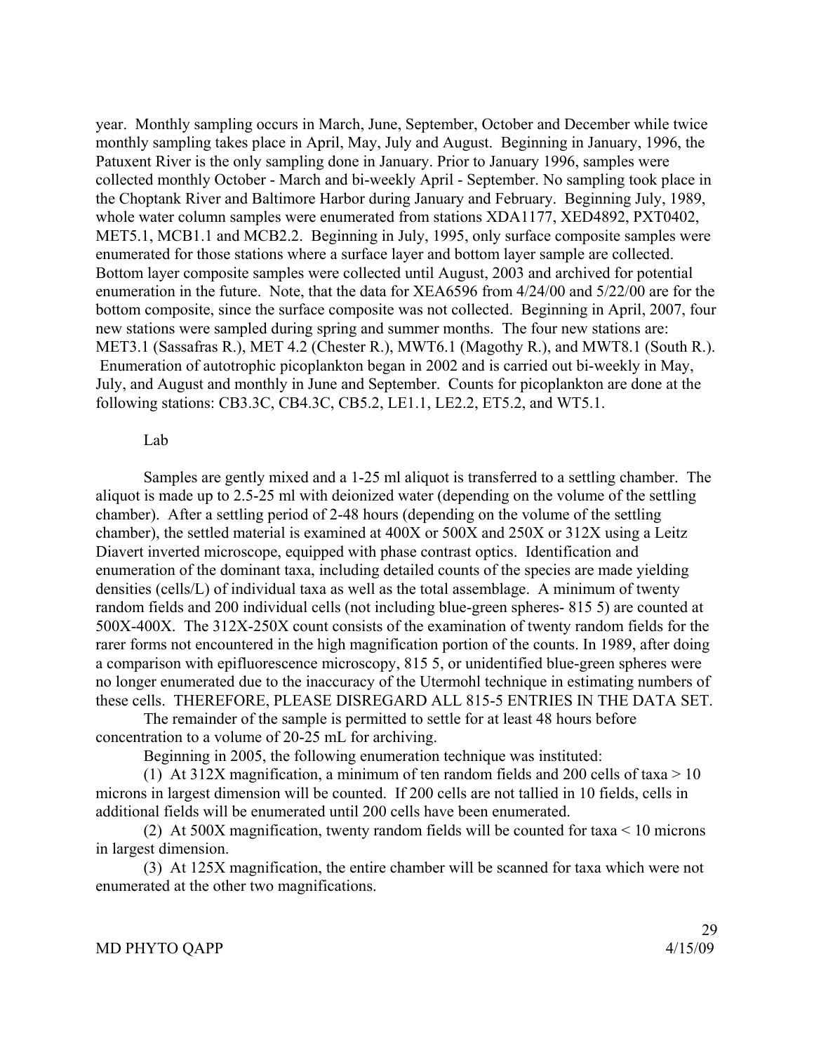year. Monthly sampling occurs in March, June, September, October and December while twice monthly sampling takes place in April, May, July and August. Beginning in January, 1996, the Patuxent River is the only sampling done in January. Prior to January 1996, samples were collected monthly October - March and bi-weekly April - September. No sampling took place in the Choptank River and Baltimore Harbor during January and February. Beginning July, 1989, whole water column samples were enumerated from stations XDA1177, XED4892, PXT0402, MET5.1, MCB1.1 and MCB2.2. Beginning in July, 1995, only surface composite samples were enumerated for those stations where a surface layer and bottom layer sample are collected. Bottom layer composite samples were collected until August, 2003 and archived for potential enumeration in the future. Note, that the data for XEA6596 from 4/24/00 and 5/22/00 are for the bottom composite, since the surface composite was not collected. Beginning in April, 2007, four new stations were sampled during spring and summer months. The four new stations are: MET3.1 (Sassafras R.), MET 4.2 (Chester R.), MWT6.1 (Magothy R.), and MWT8.1 (South R.). Enumeration of autotrophic picoplankton began in 2002 and is carried out bi-weekly in May, July, and August and monthly in June and September. Counts for picoplankton are done at the following stations: CB3.3C, CB4.3C, CB5.2, LE1.1, LE2.2, ET5.2, and WT5.1.

Lab

Samples are gently mixed and a 1-25 ml aliquot is transferred to a settling chamber. The aliquot is made up to 2.5-25 ml with deionized water (depending on the volume of the settling chamber). After a settling period of 2-48 hours (depending on the volume of the settling chamber), the settled material is examined at 400X or 500X and 250X or 312X using a Leitz Diavert inverted microscope, equipped with phase contrast optics. Identification and enumeration of the dominant taxa, including detailed counts of the species are made yielding densities (cells/L) of individual taxa as well as the total assemblage. A minimum of twenty random fields and 200 individual cells (not including blue-green spheres- 815 5) are counted at 500X-400X. The 312X-250X count consists of the examination of twenty random fields for the rarer forms not encountered in the high magnification portion of the counts. In 1989, after doing a comparison with epifluorescence microscopy, 815 5, or unidentified blue-green spheres were no longer enumerated due to the inaccuracy of the Utermohl technique in estimating numbers of these cells. THEREFORE, PLEASE DISREGARD ALL 815-5 ENTRIES IN THE DATA SET.

The remainder of the sample is permitted to settle for at least 48 hours before concentration to a volume of 20-25 mL for archiving.

Beginning in 2005, the following enumeration technique was instituted:

(1) At 312X magnification, a minimum of ten random fields and 200 cells of taxa > 10 microns in largest dimension will be counted. If 200 cells are not tallied in 10 fields, cells in additional fields will be enumerated until 200 cells have been enumerated.

(2) At 500X magnification, twenty random fields will be counted for taxa < 10 microns in largest dimension.

(3) At 125X magnification, the entire chamber will be scanned for taxa which were not enumerated at the other two magnifications.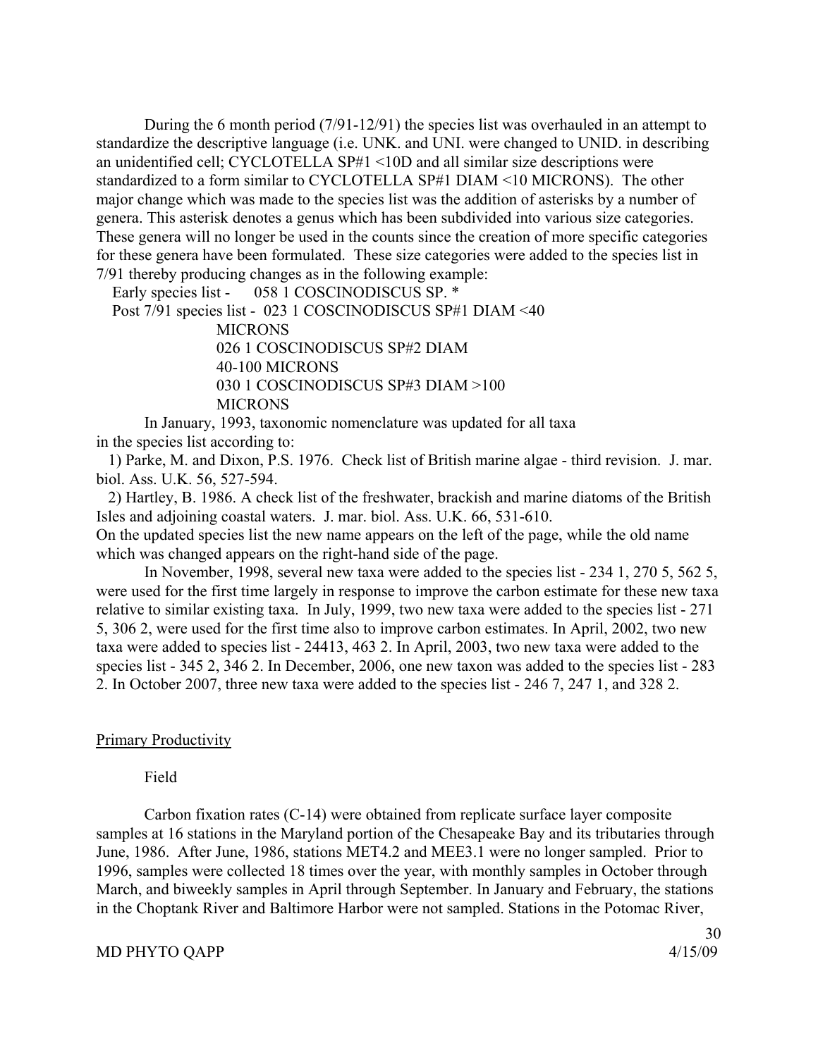During the 6 month period (7/91-12/91) the species list was overhauled in an attempt to standardize the descriptive language (i.e. UNK. and UNI. were changed to UNID. in describing an unidentified cell; CYCLOTELLA SP#1 <10D and all similar size descriptions were standardized to a form similar to CYCLOTELLA SP#1 DIAM <10 MICRONS). The other major change which was made to the species list was the addition of asterisks by a number of genera. This asterisk denotes a genus which has been subdivided into various size categories. These genera will no longer be used in the counts since the creation of more specific categories for these genera have been formulated. These size categories were added to the species list in 7/91 thereby producing changes as in the following example:

Early species list - 058 1 COSCINODISCUS SP. *

Post 7/91 species list - 023 1 COSCINODISCUS SP#1 DIAM <40 MICRONS
026 1 COSCINODISCUS SP#2 DIAM 40-100 MICRONS
030 1 COSCINODISCUS SP#3 DIAM >100 MICRONS

In January, 1993, taxonomic nomenclature was updated for all taxa in the species list according to:

1) Parke, M. and Dixon, P.S. 1976. Check list of British marine algae - third revision. J. mar. biol. Ass. U.K. 56, 527-594.

2) Hartley, B. 1986. A check list of the freshwater, brackish and marine diatoms of the British Isles and adjoining coastal waters. J. mar. biol. Ass. U.K. 66, 531-610.

On the updated species list the new name appears on the left of the page, while the old name which was changed appears on the right-hand side of the page.

In November, 1998, several new taxa were added to the species list - 234 1, 270 5, 562 5, were used for the first time largely in response to improve the carbon estimate for these new taxa relative to similar existing taxa. In July, 1999, two new taxa were added to the species list - 271 5, 306 2, were used for the first time also to improve carbon estimates. In April, 2002, two new taxa were added to species list - 24413, 463 2. In April, 2003, two new taxa were added to the species list - 345 2, 346 2. In December, 2006, one new taxon was added to the species list - 283 2. In October 2007, three new taxa were added to the species list - 246 7, 247 1, and 328 2.

## Primary Productivity

### Field

Carbon fixation rates (C-14) were obtained from replicate surface layer composite samples at 16 stations in the Maryland portion of the Chesapeake Bay and its tributaries through June, 1986. After June, 1986, stations MET4.2 and MEE3.1 were no longer sampled. Prior to 1996, samples were collected 18 times over the year, with monthly samples in October through March, and biweekly samples in April through September. In January and February, the stations in the Choptank River and Baltimore Harbor were not sampled. Stations in the Potomac River,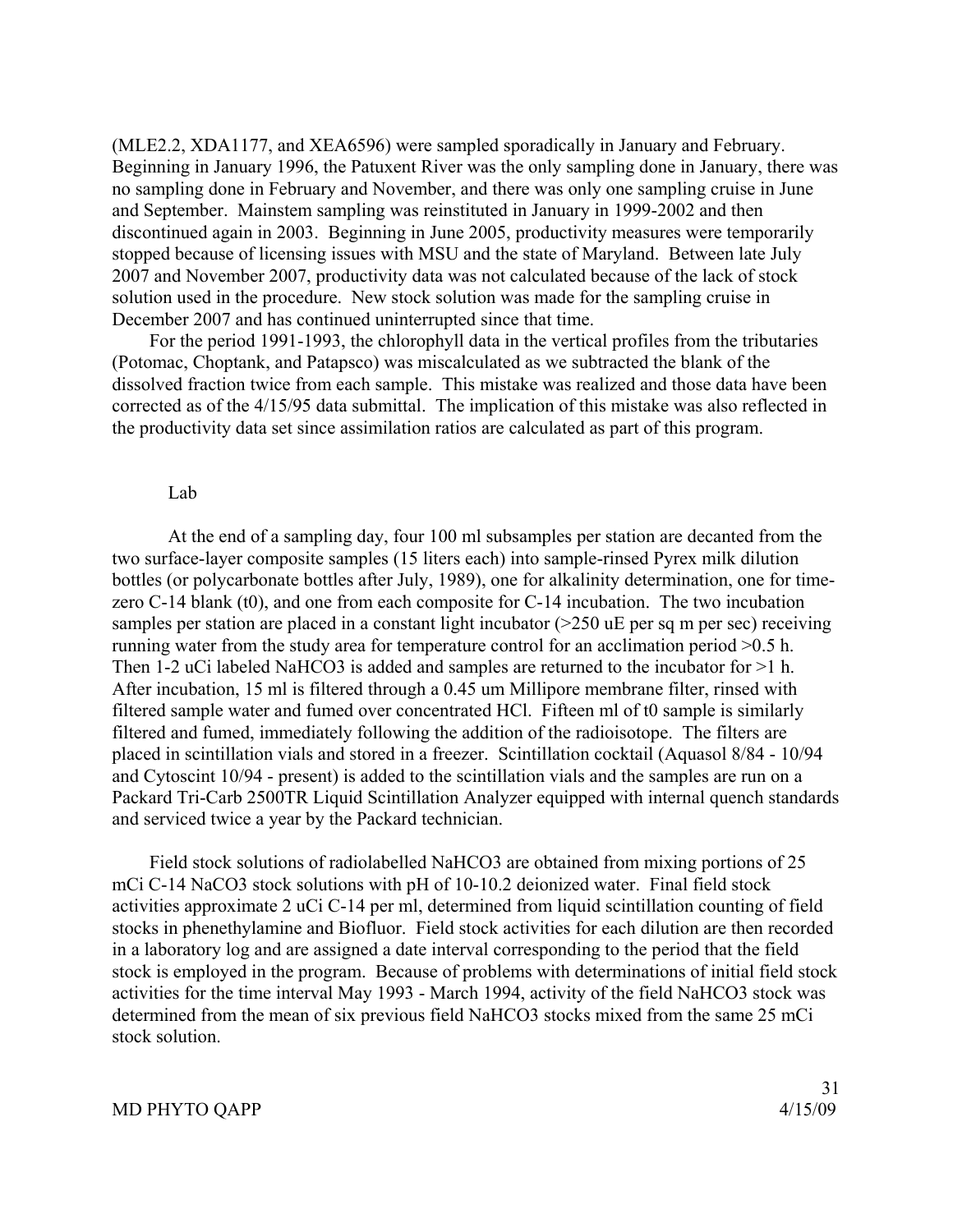(MLE2.2, XDA1177, and XEA6596) were sampled sporadically in January and February. Beginning in January 1996, the Patuxent River was the only sampling done in January, there was no sampling done in February and November, and there was only one sampling cruise in June and September. Mainstem sampling was reinstituted in January in 1999-2002 and then discontinued again in 2003. Beginning in June 2005, productivity measures were temporarily stopped because of licensing issues with MSU and the state of Maryland. Between late July 2007 and November 2007, productivity data was not calculated because of the lack of stock solution used in the procedure. New stock solution was made for the sampling cruise in December 2007 and has continued uninterrupted since that time.

For the period 1991-1993, the chlorophyll data in the vertical profiles from the tributaries (Potomac, Choptank, and Patapsco) was miscalculated as we subtracted the blank of the dissolved fraction twice from each sample. This mistake was realized and those data have been corrected as of the 4/15/95 data submittal. The implication of this mistake was also reflected in the productivity data set since assimilation ratios are calculated as part of this program.

Lab

At the end of a sampling day, four 100 ml subsamples per station are decanted from the two surface-layer composite samples (15 liters each) into sample-rinsed Pyrex milk dilution bottles (or polycarbonate bottles after July, 1989), one for alkalinity determination, one for time-zero C-14 blank (t0), and one from each composite for C-14 incubation. The two incubation samples per station are placed in a constant light incubator (>250 uE per sq m per sec) receiving running water from the study area for temperature control for an acclimation period >0.5 h. Then 1-2 uCi labeled $NaHCO_3$ is added and samples are returned to the incubator for >1 h. After incubation, 15 ml is filtered through a 0.45 um Millipore membrane filter, rinsed with filtered sample water and fumed over concentrated HCl. Fifteen ml of t0 sample is similarly filtered and fumed, immediately following the addition of the radioisotope. The filters are placed in scintillation vials and stored in a freezer. Scintillation cocktail (Aquasol 8/84 - 10/94 and Cytoscint 10/94 - present) is added to the scintillation vials and the samples are run on a Packard Tri-Carb 2500TR Liquid Scintillation Analyzer equipped with internal quench standards and serviced twice a year by the Packard technician.

Field stock solutions of radiolabelled $NaHCO_3$ are obtained from mixing portions of 25 mCi C-14 $NaCO_3$ stock solutions with pH of 10-10.2 deionized water. Final field stock activities approximate 2 uCi C-14 per ml, determined from liquid scintillation counting of field stocks in phenethylamine and Biofluor. Field stock activities for each dilution are then recorded in a laboratory log and are assigned a date interval corresponding to the period that the field stock is employed in the program. Because of problems with determinations of initial field stock activities for the time interval May 1993 - March 1994, activity of the field $NaHCO_3$ stock was determined from the mean of six previous field $NaHCO_3$ stocks mixed from the same 25 mCi stock solution.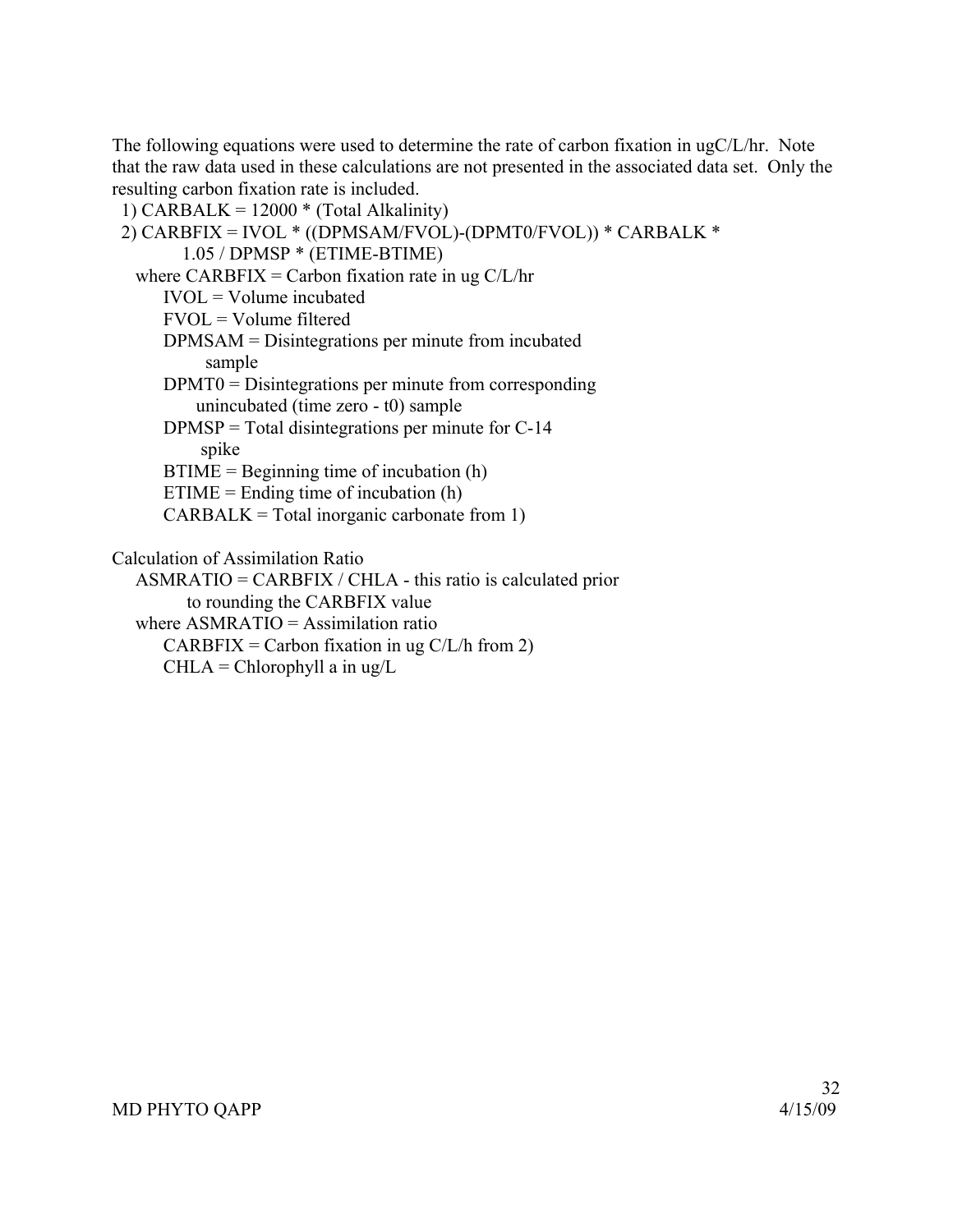The following equations were used to determine the rate of carbon fixation in ugC/L/hr. Note that the raw data used in these calculations are not presented in the associated data set. Only the resulting carbon fixation rate is included.

1) CARBALK = 12000 * (Total Alkalinity)
2) CARBFIX = IVOL * ((DPMSAM/FVOL)-(DPMT0/FVOL)) * CARBALK * 1.05 / DPMSP * (ETIME-BTIME)

where CARBFIX = Carbon fixation rate in ug C/L/hr
- IVOL = Volume incubated
- FVOL = Volume filtered
- DPMSAM = Disintegrations per minute from incubated sample
- DPMT0 = Disintegrations per minute from corresponding unincubated (time zero - t0) sample
- DPMSP = Total disintegrations per minute for C-14 spike
- BTIME = Beginning time of incubation (h)
- ETIME = Ending time of incubation (h)
- CARBALK = Total inorganic carbonate from 1)

Calculation of Assimilation Ratio

ASMRATIO = CARBFIX / CHLA - this ratio is calculated prior to rounding the CARBFIX value

where ASMRATIO = Assimilation ratio
- CARBFIX = Carbon fixation in ug C/L/h from 2)
- CHLA = Chlorophyll a in ug/L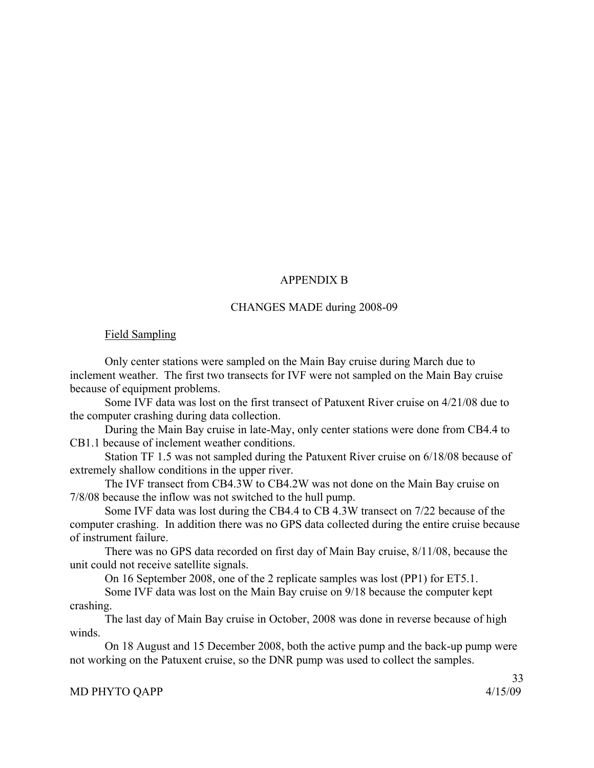# APPENDIX B

## CHANGES MADE during 2008-09

### Field Sampling

Only center stations were sampled on the Main Bay cruise during March due to inclement weather. The first two transects for IVF were not sampled on the Main Bay cruise because of equipment problems.

Some IVF data was lost on the first transect of Patuxent River cruise on 4/21/08 due to the computer crashing during data collection.

During the Main Bay cruise in late-May, only center stations were done from CB4.4 to CB1.1 because of inclement weather conditions.

Station TF 1.5 was not sampled during the Patuxent River cruise on 6/18/08 because of extremely shallow conditions in the upper river.

The IVF transect from CB4.3W to CB4.2W was not done on the Main Bay cruise on 7/8/08 because the inflow was not switched to the hull pump.

Some IVF data was lost during the CB4.4 to CB 4.3W transect on 7/22 because of the computer crashing. In addition there was no GPS data collected during the entire cruise because of instrument failure.

There was no GPS data recorded on first day of Main Bay cruise, 8/11/08, because the unit could not receive satellite signals.

On 16 September 2008, one of the 2 replicate samples was lost (PP1) for ET5.1.

Some IVF data was lost on the Main Bay cruise on 9/18 because the computer kept crashing.

The last day of Main Bay cruise in October, 2008 was done in reverse because of high winds.

On 18 August and 15 December 2008, both the active pump and the back-up pump were not working on the Patuxent cruise, so the DNR pump was used to collect the samples.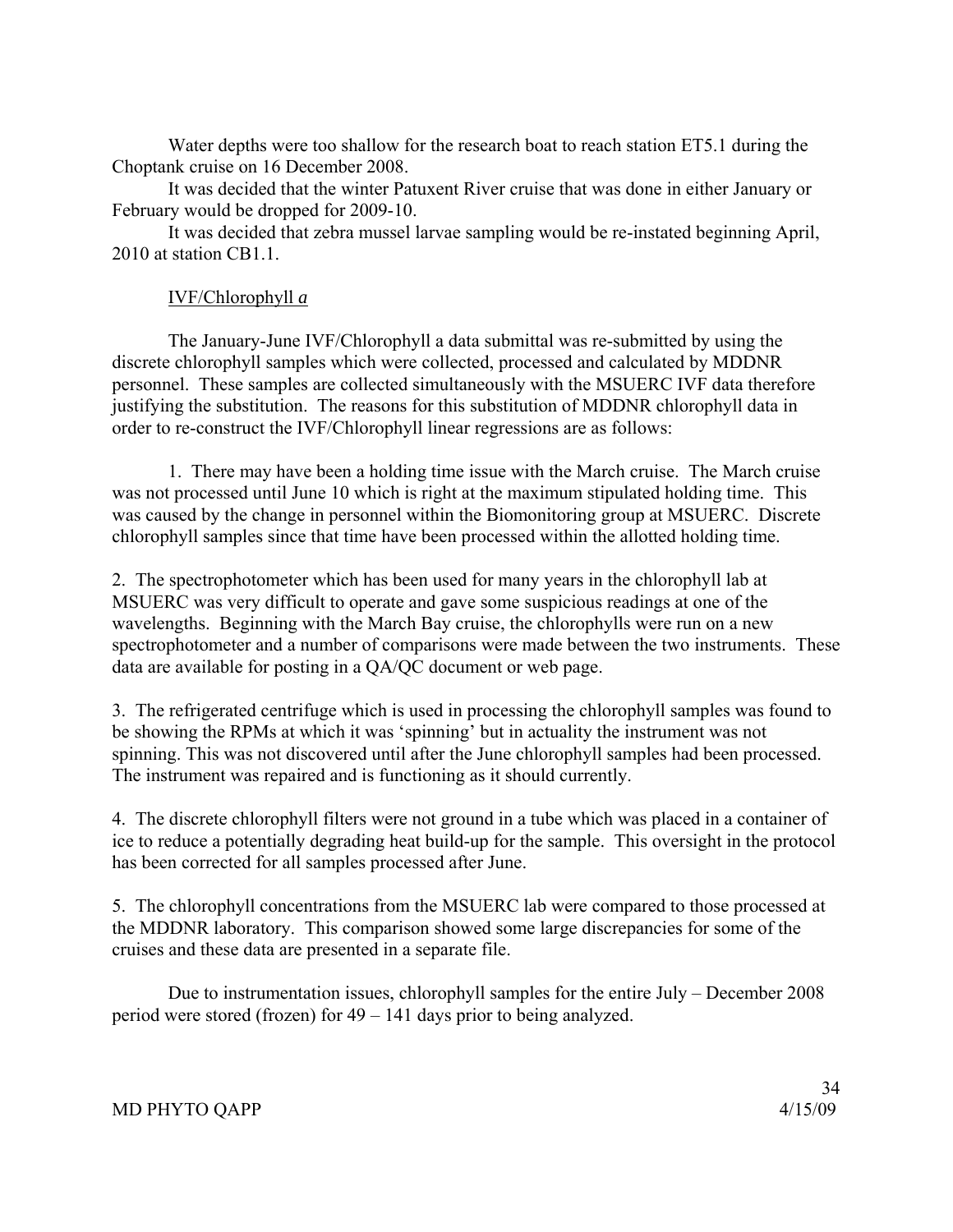Water depths were too shallow for the research boat to reach station ET5.1 during the Choptank cruise on 16 December 2008.

It was decided that the winter Patuxent River cruise that was done in either January or February would be dropped for 2009-10.

It was decided that zebra mussel larvae sampling would be re-instated beginning April, 2010 at station CB1.1.

IVF/Chlorophyll *a*

The January-June IVF/Chlorophyll a data submittal was re-submitted by using the discrete chlorophyll samples which were collected, processed and calculated by MDDNR personnel. These samples are collected simultaneously with the MSUERC IVF data therefore justifying the substitution. The reasons for this substitution of MDDNR chlorophyll data in order to re-construct the IVF/Chlorophyll linear regressions are as follows:

1. There may have been a holding time issue with the March cruise. The March cruise was not processed until June 10 which is right at the maximum stipulated holding time. This was caused by the change in personnel within the Biomonitoring group at MSUERC. Discrete chlorophyll samples since that time have been processed within the allotted holding time.

2. The spectrophotometer which has been used for many years in the chlorophyll lab at MSUERC was very difficult to operate and gave some suspicious readings at one of the wavelengths. Beginning with the March Bay cruise, the chlorophylls were run on a new spectrophotometer and a number of comparisons were made between the two instruments. These data are available for posting in a QA/QC document or web page.

3. The refrigerated centrifuge which is used in processing the chlorophyll samples was found to be showing the RPMs at which it was 'spinning' but in actuality the instrument was not spinning. This was not discovered until after the June chlorophyll samples had been processed. The instrument was repaired and is functioning as it should currently.

4. The discrete chlorophyll filters were not ground in a tube which was placed in a container of ice to reduce a potentially degrading heat build-up for the sample. This oversight in the protocol has been corrected for all samples processed after June.

5. The chlorophyll concentrations from the MSUERC lab were compared to those processed at the MDDNR laboratory. This comparison showed some large discrepancies for some of the cruises and these data are presented in a separate file.

Due to instrumentation issues, chlorophyll samples for the entire July – December 2008 period were stored (frozen) for 49 – 141 days prior to being analyzed.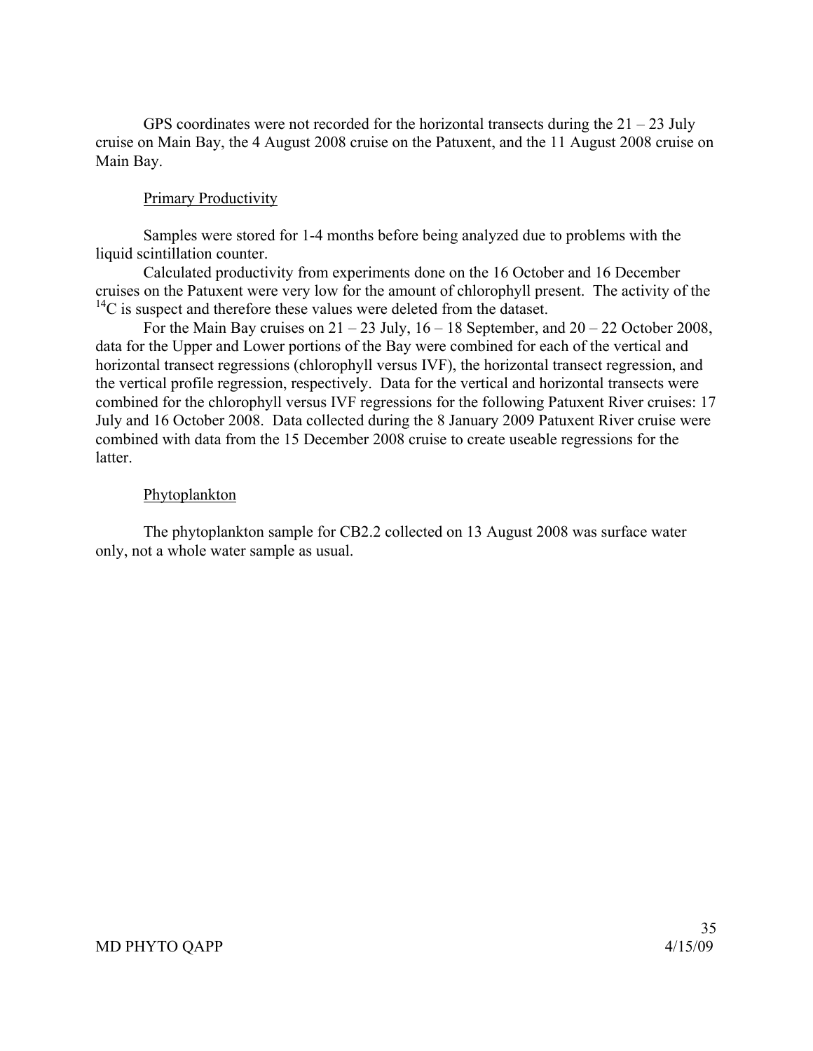GPS coordinates were not recorded for the horizontal transects during the 21 – 23 July cruise on Main Bay, the 4 August 2008 cruise on the Patuxent, and the 11 August 2008 cruise on Main Bay.

Primary Productivity

Samples were stored for 1-4 months before being analyzed due to problems with the liquid scintillation counter.

Calculated productivity from experiments done on the 16 October and 16 December cruises on the Patuxent were very low for the amount of chlorophyll present. The activity of the $^{14}C$ is suspect and therefore these values were deleted from the dataset.

For the Main Bay cruises on 21 – 23 July, 16 – 18 September, and 20 – 22 October 2008, data for the Upper and Lower portions of the Bay were combined for each of the vertical and horizontal transect regressions (chlorophyll versus IVF), the horizontal transect regression, and the vertical profile regression, respectively. Data for the vertical and horizontal transects were combined for the chlorophyll versus IVF regressions for the following Patuxent River cruises: 17 July and 16 October 2008. Data collected during the 8 January 2009 Patuxent River cruise were combined with data from the 15 December 2008 cruise to create useable regressions for the latter.

Phytoplankton

The phytoplankton sample for CB2.2 collected on 13 August 2008 was surface water only, not a whole water sample as usual.